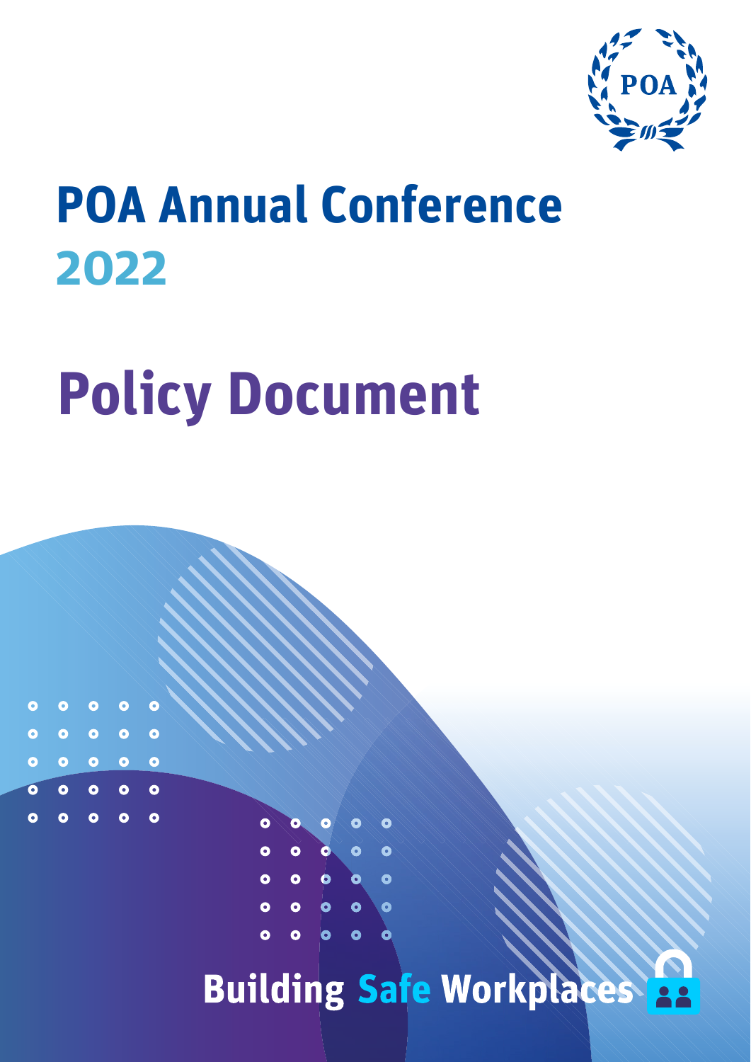POA

# POA Annual Conference 2022

# Policy Document

**Building Safe Workplaces**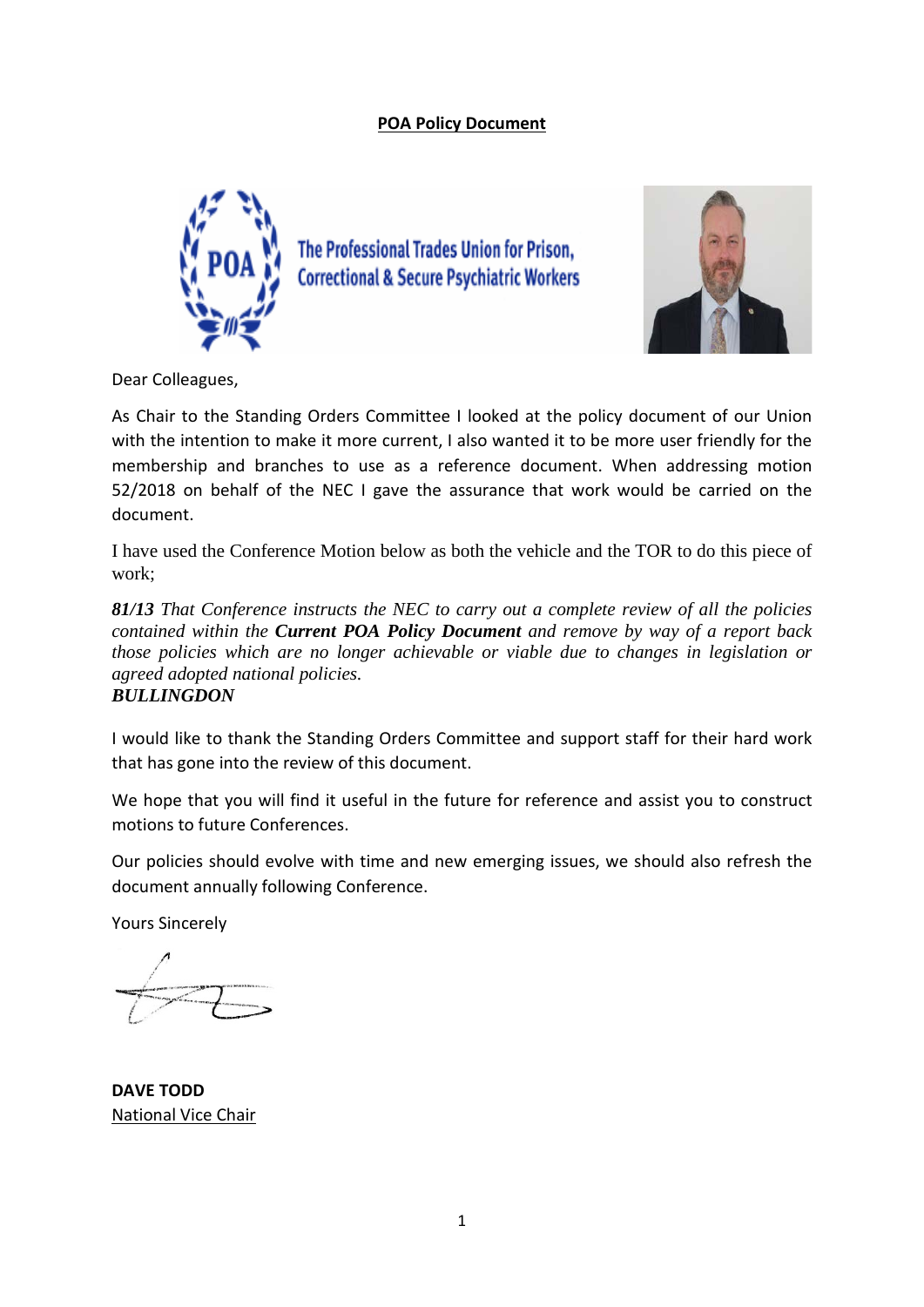# POA Policy Document

The Professional Trades Union for Prison, Correctional & Secure Psychiatric Workers

Dear Colleagues,

As Chair to the Standing Orders Committee I looked at the policy document of our Union with the intention to make it more current, I also wanted it to be more user friendly for the membership and branches to use as a reference document. When addressing motion 52/2018 on behalf of the NEC I gave the assurance that work would be carried on the document.

I have used the Conference Motion below as both the vehicle and the TOR to do this piece of work;

***81/13*** *That Conference instructs the NEC to carry out a complete review of all the policies contained within the* ***Current POA Policy Document*** *and remove by way of a report back those policies which are no longer achievable or viable due to changes in legislation or agreed adopted national policies.*
***BULLINGDON***

I would like to thank the Standing Orders Committee and support staff for their hard work that has gone into the review of this document.

We hope that you will find it useful in the future for reference and assist you to construct motions to future Conferences.

Our policies should evolve with time and new emerging issues, we should also refresh the document annually following Conference.

Yours Sincerely

**DAVE TODD**
National Vice Chair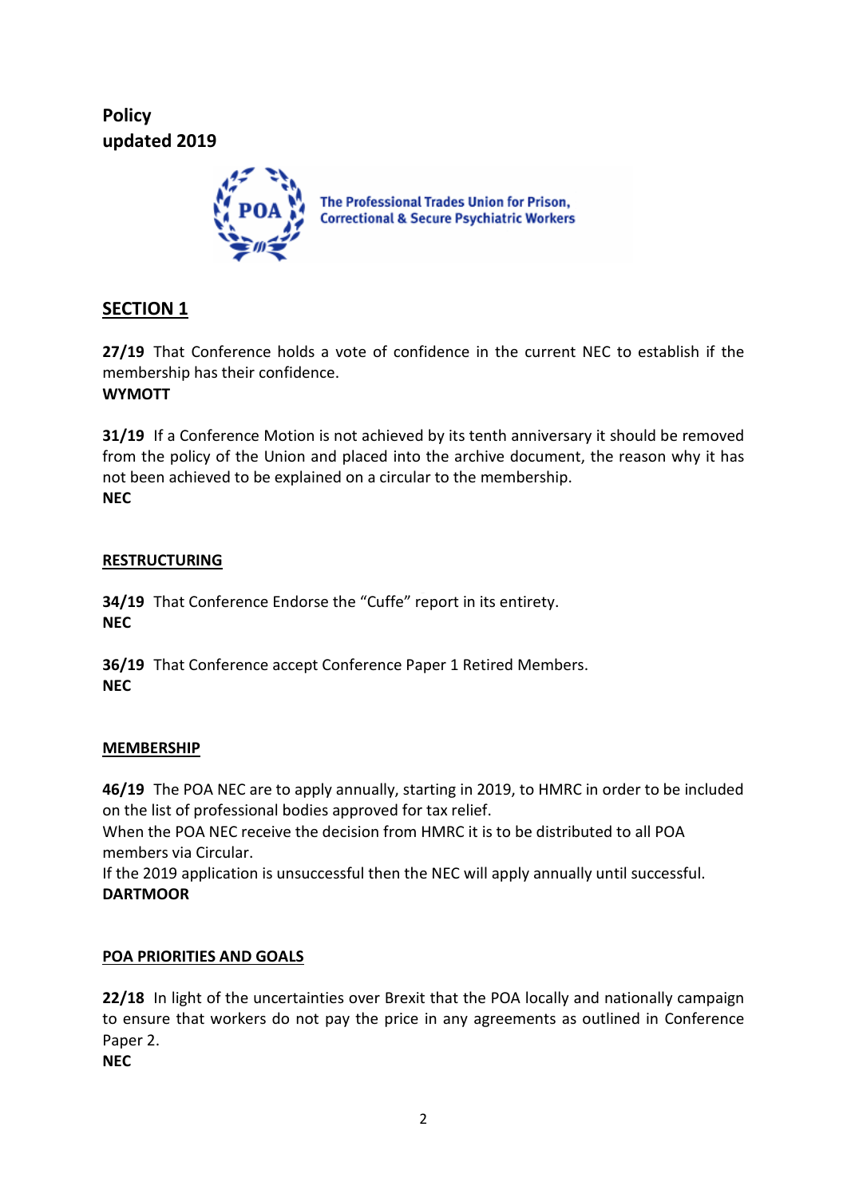**Policy**
**updated 2019**

The Professional Trades Union for Prison, Correctional & Secure Psychiatric Workers

## SECTION 1

**27/19** That Conference holds a vote of confidence in the current NEC to establish if the membership has their confidence.
**WYMOTT**

**31/19** If a Conference Motion is not achieved by its tenth anniversary it should be removed from the policy of the Union and placed into the archive document, the reason why it has not been achieved to be explained on a circular to the membership.
**NEC**

### RESTRUCTURING

**34/19** That Conference Endorse the "Cuffe" report in its entirety.
**NEC**

**36/19** That Conference accept Conference Paper 1 Retired Members.
**NEC**

### MEMBERSHIP

**46/19** The POA NEC are to apply annually, starting in 2019, to HMRC in order to be included on the list of professional bodies approved for tax relief.
When the POA NEC receive the decision from HMRC it is to be distributed to all POA members via Circular.
If the 2019 application is unsuccessful then the NEC will apply annually until successful.
**DARTMOOR**

### POA PRIORITIES AND GOALS

**22/18** In light of the uncertainties over Brexit that the POA locally and nationally campaign to ensure that workers do not pay the price in any agreements as outlined in Conference Paper 2.
**NEC**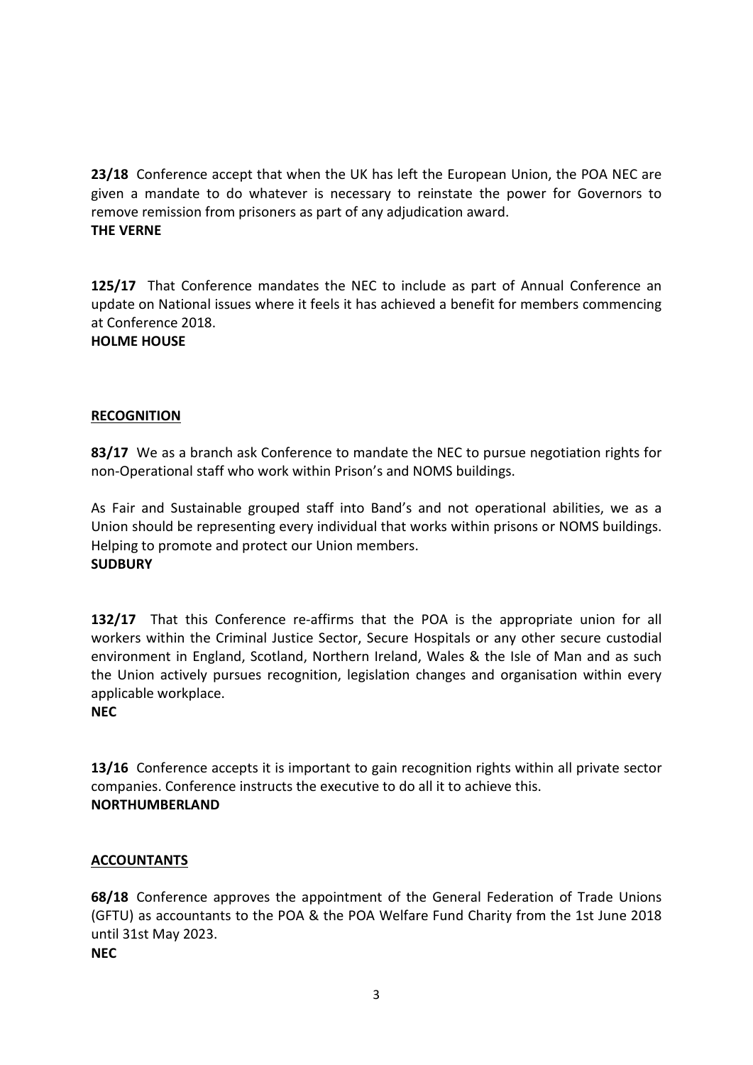**23/18** Conference accept that when the UK has left the European Union, the POA NEC are given a mandate to do whatever is necessary to reinstate the power for Governors to remove remission from prisoners as part of any adjudication award.
**THE VERNE**

**125/17** That Conference mandates the NEC to include as part of Annual Conference an update on National issues where it feels it has achieved a benefit for members commencing at Conference 2018.
**HOLME HOUSE**

**RECOGNITION**

**83/17** We as a branch ask Conference to mandate the NEC to pursue negotiation rights for non-Operational staff who work within Prison's and NOMS buildings.

As Fair and Sustainable grouped staff into Band's and not operational abilities, we as a Union should be representing every individual that works within prisons or NOMS buildings. Helping to promote and protect our Union members.
**SUDBURY**

**132/17** That this Conference re-affirms that the POA is the appropriate union for all workers within the Criminal Justice Sector, Secure Hospitals or any other secure custodial environment in England, Scotland, Northern Ireland, Wales & the Isle of Man and as such the Union actively pursues recognition, legislation changes and organisation within every applicable workplace.
**NEC**

**13/16** Conference accepts it is important to gain recognition rights within all private sector companies. Conference instructs the executive to do all it to achieve this.
**NORTHUMBERLAND**

**ACCOUNTANTS**

**68/18** Conference approves the appointment of the General Federation of Trade Unions (GFTU) as accountants to the POA & the POA Welfare Fund Charity from the 1st June 2018 until 31st May 2023.
**NEC**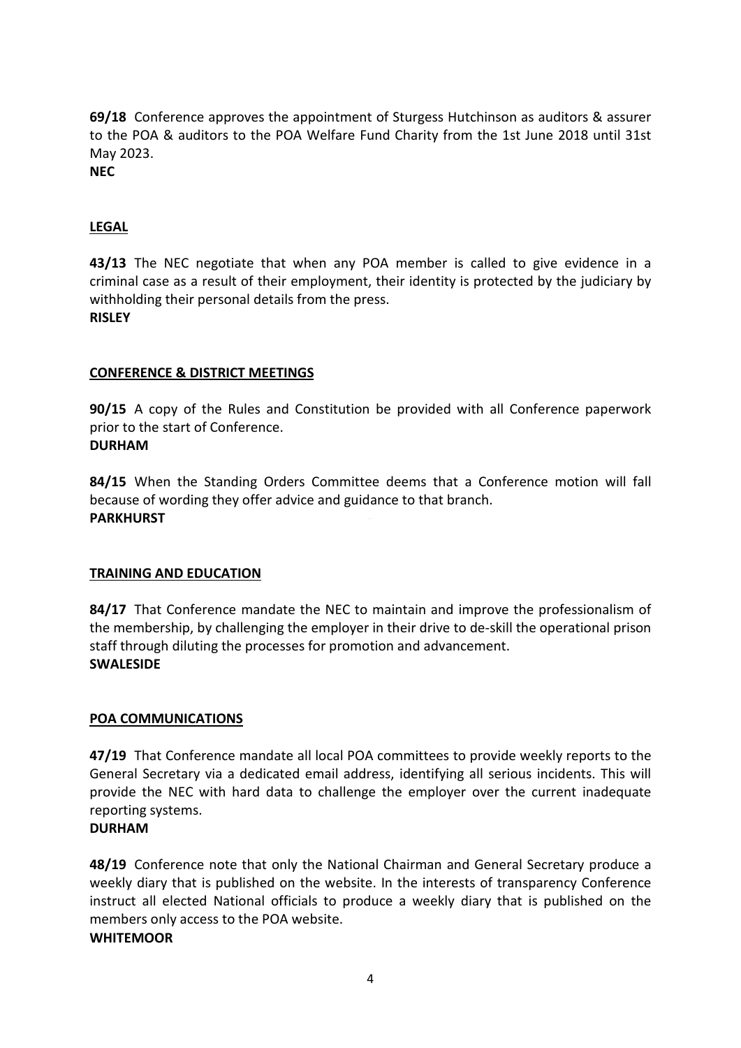**69/18** Conference approves the appointment of Sturgess Hutchinson as auditors & assurer to the POA & auditors to the POA Welfare Fund Charity from the 1st June 2018 until 31st May 2023.
**NEC**

## LEGAL

**43/13** The NEC negotiate that when any POA member is called to give evidence in a criminal case as a result of their employment, their identity is protected by the judiciary by withholding their personal details from the press.
**RISLEY**

## CONFERENCE & DISTRICT MEETINGS

**90/15** A copy of the Rules and Constitution be provided with all Conference paperwork prior to the start of Conference.
**DURHAM**

**84/15** When the Standing Orders Committee deems that a Conference motion will fall because of wording they offer advice and guidance to that branch.
**PARKHURST**

## TRAINING AND EDUCATION

**84/17** That Conference mandate the NEC to maintain and improve the professionalism of the membership, by challenging the employer in their drive to de-skill the operational prison staff through diluting the processes for promotion and advancement.
**SWALESIDE**

## POA COMMUNICATIONS

**47/19** That Conference mandate all local POA committees to provide weekly reports to the General Secretary via a dedicated email address, identifying all serious incidents. This will provide the NEC with hard data to challenge the employer over the current inadequate reporting systems.
**DURHAM**

**48/19** Conference note that only the National Chairman and General Secretary produce a weekly diary that is published on the website. In the interests of transparency Conference instruct all elected National officials to produce a weekly diary that is published on the members only access to the POA website.
**WHITEMOOR**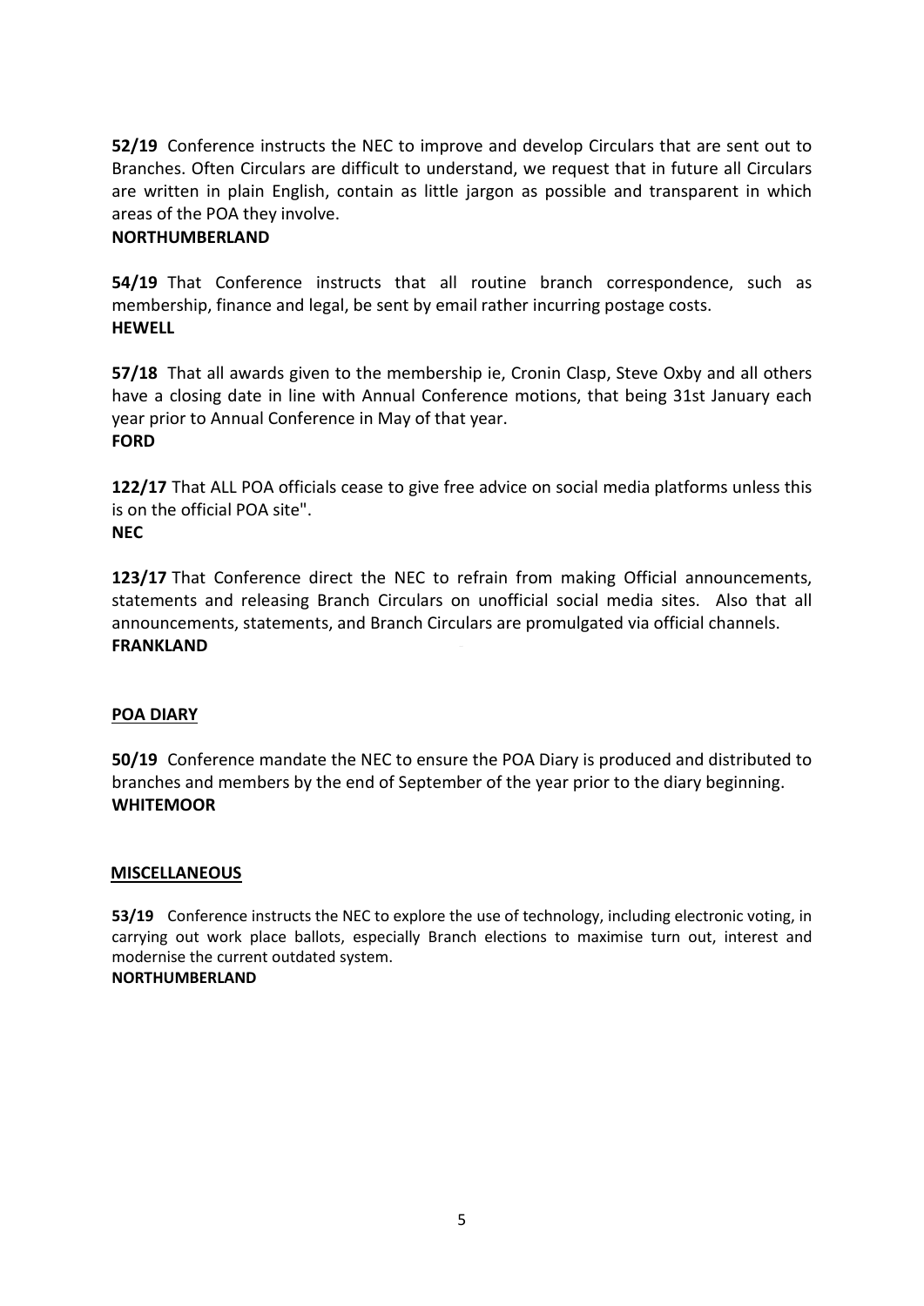**52/19** Conference instructs the NEC to improve and develop Circulars that are sent out to Branches. Often Circulars are difficult to understand, we request that in future all Circulars are written in plain English, contain as little jargon as possible and transparent in which areas of the POA they involve.
**NORTHUMBERLAND**

**54/19** That Conference instructs that all routine branch correspondence, such as membership, finance and legal, be sent by email rather incurring postage costs.
**HEWELL**

**57/18** That all awards given to the membership ie, Cronin Clasp, Steve Oxby and all others have a closing date in line with Annual Conference motions, that being 31st January each year prior to Annual Conference in May of that year.
**FORD**

**122/17** That ALL POA officials cease to give free advice on social media platforms unless this is on the official POA site".
**NEC**

**123/17** That Conference direct the NEC to refrain from making Official announcements, statements and releasing Branch Circulars on unofficial social media sites. Also that all announcements, statements, and Branch Circulars are promulgated via official channels.
**FRANKLAND**

## POA DIARY

**50/19** Conference mandate the NEC to ensure the POA Diary is produced and distributed to branches and members by the end of September of the year prior to the diary beginning.
**WHITEMOOR**

## MISCELLANEOUS

**53/19** Conference instructs the NEC to explore the use of technology, including electronic voting, in carrying out work place ballots, especially Branch elections to maximise turn out, interest and modernise the current outdated system.
**NORTHUMBERLAND**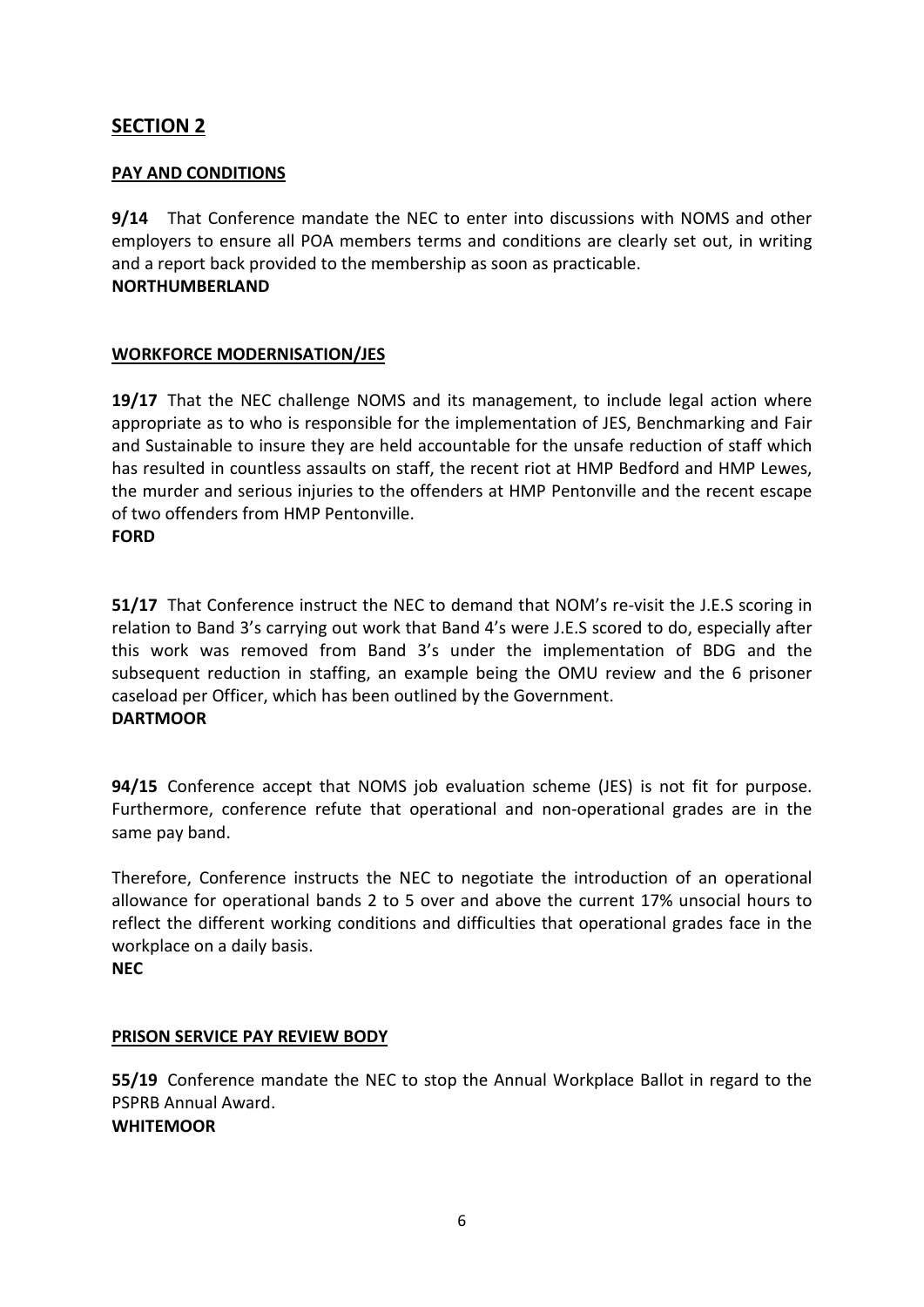## SECTION 2

### PAY AND CONDITIONS

**9/14** That Conference mandate the NEC to enter into discussions with NOMS and other employers to ensure all POA members terms and conditions are clearly set out, in writing and a report back provided to the membership as soon as practicable.
**NORTHUMBERLAND**

### WORKFORCE MODERNISATION/JES

**19/17** That the NEC challenge NOMS and its management, to include legal action where appropriate as to who is responsible for the implementation of JES, Benchmarking and Fair and Sustainable to insure they are held accountable for the unsafe reduction of staff which has resulted in countless assaults on staff, the recent riot at HMP Bedford and HMP Lewes, the murder and serious injuries to the offenders at HMP Pentonville and the recent escape of two offenders from HMP Pentonville.
**FORD**

**51/17** That Conference instruct the NEC to demand that NOM's re-visit the J.E.S scoring in relation to Band 3's carrying out work that Band 4's were J.E.S scored to do, especially after this work was removed from Band 3's under the implementation of BDG and the subsequent reduction in staffing, an example being the OMU review and the 6 prisoner caseload per Officer, which has been outlined by the Government.
**DARTMOOR**

**94/15** Conference accept that NOMS job evaluation scheme (JES) is not fit for purpose. Furthermore, conference refute that operational and non-operational grades are in the same pay band.

Therefore, Conference instructs the NEC to negotiate the introduction of an operational allowance for operational bands 2 to 5 over and above the current 17% unsocial hours to reflect the different working conditions and difficulties that operational grades face in the workplace on a daily basis.
**NEC**

### PRISON SERVICE PAY REVIEW BODY

**55/19** Conference mandate the NEC to stop the Annual Workplace Ballot in regard to the PSPRB Annual Award.
**WHITEMOOR**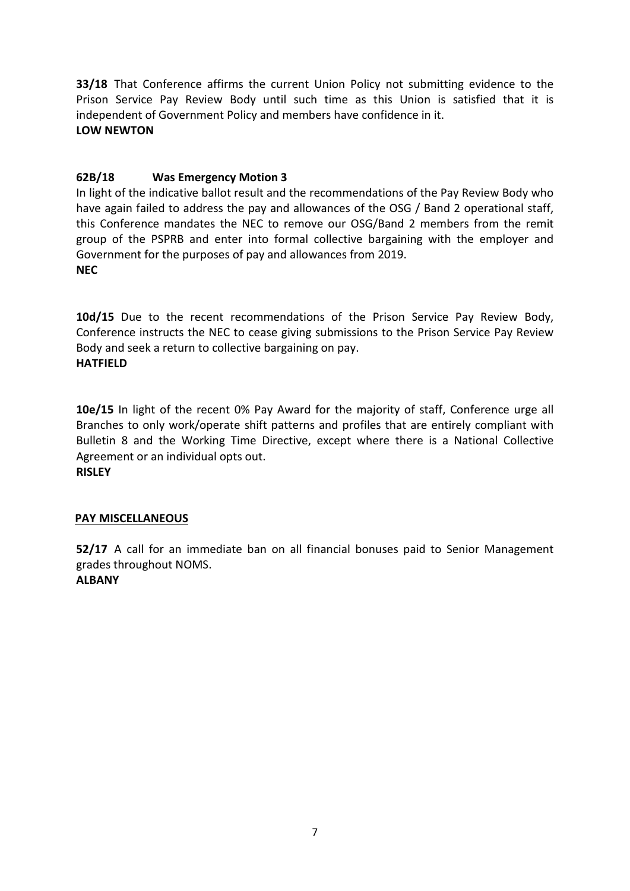**33/18** That Conference affirms the current Union Policy not submitting evidence to the Prison Service Pay Review Body until such time as this Union is satisfied that it is independent of Government Policy and members have confidence in it.
**LOW NEWTON**

**62B/18 Was Emergency Motion 3**
In light of the indicative ballot result and the recommendations of the Pay Review Body who have again failed to address the pay and allowances of the OSG / Band 2 operational staff, this Conference mandates the NEC to remove our OSG/Band 2 members from the remit group of the PSPRB and enter into formal collective bargaining with the employer and Government for the purposes of pay and allowances from 2019.
**NEC**

**10d/15** Due to the recent recommendations of the Prison Service Pay Review Body, Conference instructs the NEC to cease giving submissions to the Prison Service Pay Review Body and seek a return to collective bargaining on pay.
**HATFIELD**

**10e/15** In light of the recent 0% Pay Award for the majority of staff, Conference urge all Branches to only work/operate shift patterns and profiles that are entirely compliant with Bulletin 8 and the Working Time Directive, except where there is a National Collective Agreement or an individual opts out.
**RISLEY**

## PAY MISCELLANEOUS

**52/17** A call for an immediate ban on all financial bonuses paid to Senior Management grades throughout NOMS.
**ALBANY**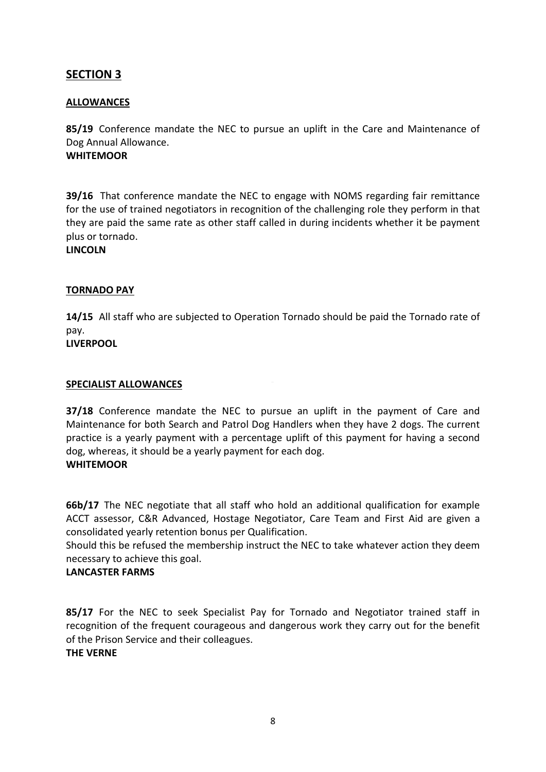## SECTION 3

### ALLOWANCES

**85/19** Conference mandate the NEC to pursue an uplift in the Care and Maintenance of Dog Annual Allowance.
**WHITEMOOR**

**39/16** That conference mandate the NEC to engage with NOMS regarding fair remittance for the use of trained negotiators in recognition of the challenging role they perform in that they are paid the same rate as other staff called in during incidents whether it be payment plus or tornado.
**LINCOLN**

### TORNADO PAY

**14/15** All staff who are subjected to Operation Tornado should be paid the Tornado rate of pay.
**LIVERPOOL**

### SPECIALIST ALLOWANCES

**37/18** Conference mandate the NEC to pursue an uplift in the payment of Care and Maintenance for both Search and Patrol Dog Handlers when they have 2 dogs. The current practice is a yearly payment with a percentage uplift of this payment for having a second dog, whereas, it should be a yearly payment for each dog.
**WHITEMOOR**

**66b/17** The NEC negotiate that all staff who hold an additional qualification for example ACCT assessor, C&R Advanced, Hostage Negotiator, Care Team and First Aid are given a consolidated yearly retention bonus per Qualification.
Should this be refused the membership instruct the NEC to take whatever action they deem necessary to achieve this goal.
**LANCASTER FARMS**

**85/17** For the NEC to seek Specialist Pay for Tornado and Negotiator trained staff in recognition of the frequent courageous and dangerous work they carry out for the benefit of the Prison Service and their colleagues.
**THE VERNE**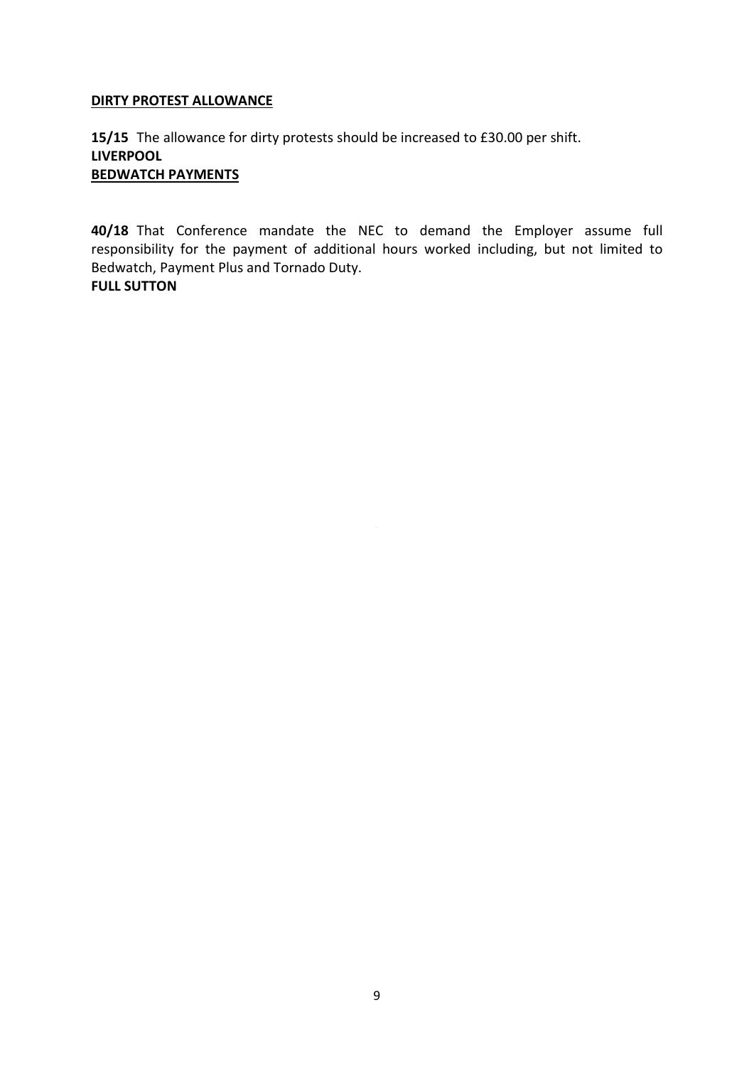**DIRTY PROTEST ALLOWANCE**

**15/15** The allowance for dirty protests should be increased to £30.00 per shift.
**LIVERPOOL**

**BEDWATCH PAYMENTS**

**40/18** That Conference mandate the NEC to demand the Employer assume full responsibility for the payment of additional hours worked including, but not limited to Bedwatch, Payment Plus and Tornado Duty.
**FULL SUTTON**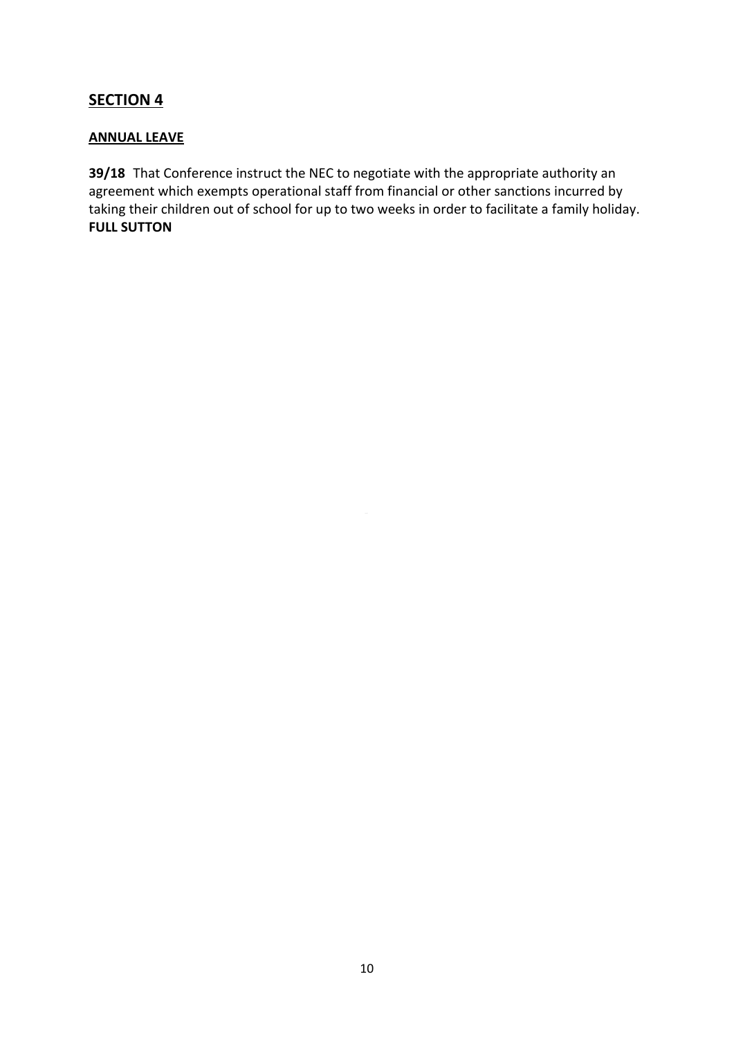## SECTION 4

### ANNUAL LEAVE

**39/18** That Conference instruct the NEC to negotiate with the appropriate authority an agreement which exempts operational staff from financial or other sanctions incurred by taking their children out of school for up to two weeks in order to facilitate a family holiday.
**FULL SUTTON**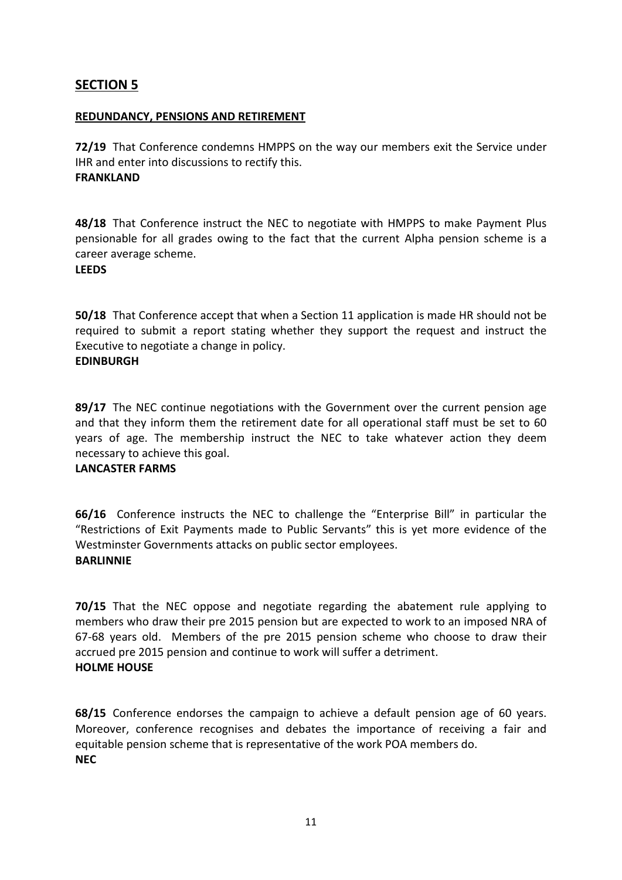## SECTION 5

**REDUNDANCY, PENSIONS AND RETIREMENT**

**72/19** That Conference condemns HMPPS on the way our members exit the Service under IHR and enter into discussions to rectify this.
**FRANKLAND**

**48/18** That Conference instruct the NEC to negotiate with HMPPS to make Payment Plus pensionable for all grades owing to the fact that the current Alpha pension scheme is a career average scheme.
**LEEDS**

**50/18** That Conference accept that when a Section 11 application is made HR should not be required to submit a report stating whether they support the request and instruct the Executive to negotiate a change in policy.
**EDINBURGH**

**89/17** The NEC continue negotiations with the Government over the current pension age and that they inform them the retirement date for all operational staff must be set to 60 years of age. The membership instruct the NEC to take whatever action they deem necessary to achieve this goal.
**LANCASTER FARMS**

**66/16** Conference instructs the NEC to challenge the "Enterprise Bill" in particular the "Restrictions of Exit Payments made to Public Servants" this is yet more evidence of the Westminster Governments attacks on public sector employees.
**BARLINNIE**

**70/15** That the NEC oppose and negotiate regarding the abatement rule applying to members who draw their pre 2015 pension but are expected to work to an imposed NRA of 67-68 years old. Members of the pre 2015 pension scheme who choose to draw their accrued pre 2015 pension and continue to work will suffer a detriment.
**HOLME HOUSE**

**68/15** Conference endorses the campaign to achieve a default pension age of 60 years. Moreover, conference recognises and debates the importance of receiving a fair and equitable pension scheme that is representative of the work POA members do.
**NEC**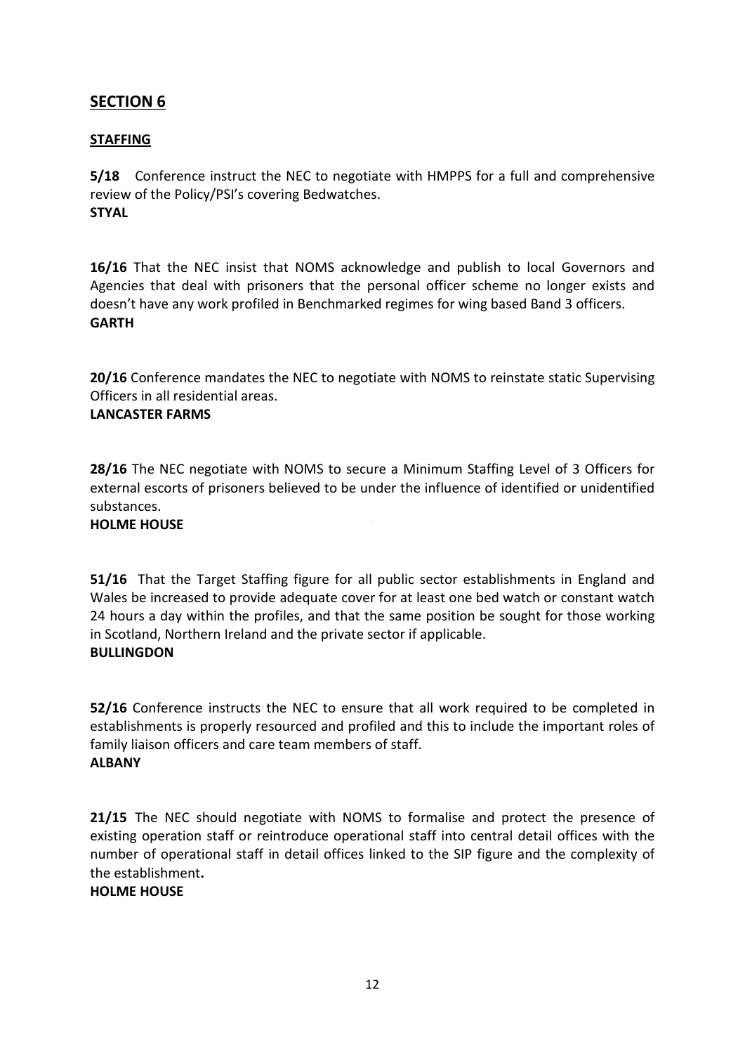## SECTION 6

### STAFFING

**5/18** Conference instruct the NEC to negotiate with HMPPS for a full and comprehensive review of the Policy/PSI's covering Bedwatches.
**STYAL**

**16/16** That the NEC insist that NOMS acknowledge and publish to local Governors and Agencies that deal with prisoners that the personal officer scheme no longer exists and doesn't have any work profiled in Benchmarked regimes for wing based Band 3 officers.
**GARTH**

**20/16** Conference mandates the NEC to negotiate with NOMS to reinstate static Supervising Officers in all residential areas.
**LANCASTER FARMS**

**28/16** The NEC negotiate with NOMS to secure a Minimum Staffing Level of 3 Officers for external escorts of prisoners believed to be under the influence of identified or unidentified substances.
**HOLME HOUSE**

**51/16** That the Target Staffing figure for all public sector establishments in England and Wales be increased to provide adequate cover for at least one bed watch or constant watch 24 hours a day within the profiles, and that the same position be sought for those working in Scotland, Northern Ireland and the private sector if applicable.
**BULLINGDON**

**52/16** Conference instructs the NEC to ensure that all work required to be completed in establishments is properly resourced and profiled and this to include the important roles of family liaison officers and care team members of staff.
**ALBANY**

**21/15** The NEC should negotiate with NOMS to formalise and protect the presence of existing operation staff or reintroduce operational staff into central detail offices with the number of operational staff in detail offices linked to the SIP figure and the complexity of the establishment**.**
**HOLME HOUSE**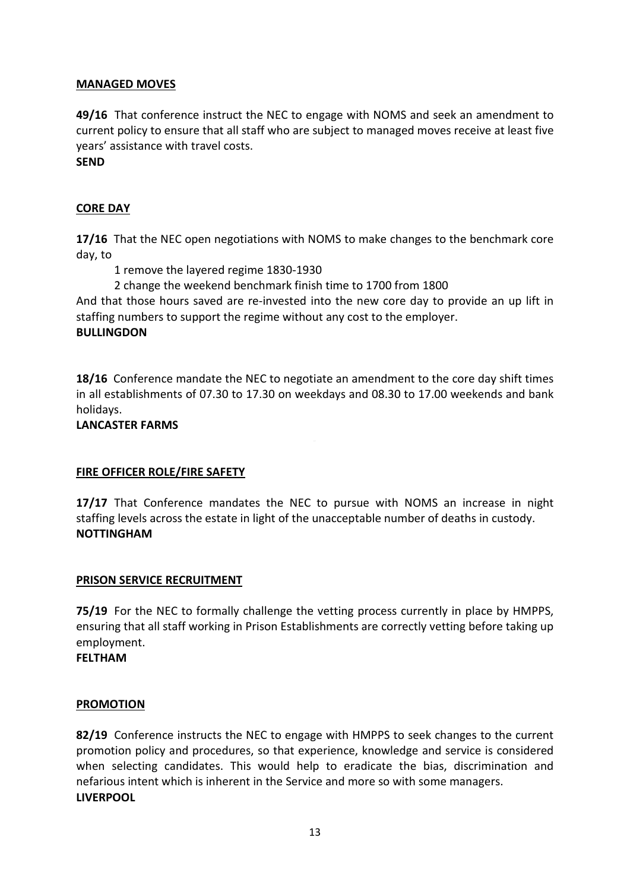## MANAGED MOVES

**49/16** That conference instruct the NEC to engage with NOMS and seek an amendment to current policy to ensure that all staff who are subject to managed moves receive at least five years' assistance with travel costs.
**SEND**

## CORE DAY

**17/16** That the NEC open negotiations with NOMS to make changes to the benchmark core day, to

1 remove the layered regime 1830-1930

2 change the weekend benchmark finish time to 1700 from 1800

And that those hours saved are re-invested into the new core day to provide an up lift in staffing numbers to support the regime without any cost to the employer.
**BULLINGDON**

**18/16** Conference mandate the NEC to negotiate an amendment to the core day shift times in all establishments of 07.30 to 17.30 on weekdays and 08.30 to 17.00 weekends and bank holidays.
**LANCASTER FARMS**

## FIRE OFFICER ROLE/FIRE SAFETY

**17/17** That Conference mandates the NEC to pursue with NOMS an increase in night staffing levels across the estate in light of the unacceptable number of deaths in custody.
**NOTTINGHAM**

## PRISON SERVICE RECRUITMENT

**75/19** For the NEC to formally challenge the vetting process currently in place by HMPPS, ensuring that all staff working in Prison Establishments are correctly vetting before taking up employment.
**FELTHAM**

## PROMOTION

**82/19** Conference instructs the NEC to engage with HMPPS to seek changes to the current promotion policy and procedures, so that experience, knowledge and service is considered when selecting candidates. This would help to eradicate the bias, discrimination and nefarious intent which is inherent in the Service and more so with some managers.
**LIVERPOOL**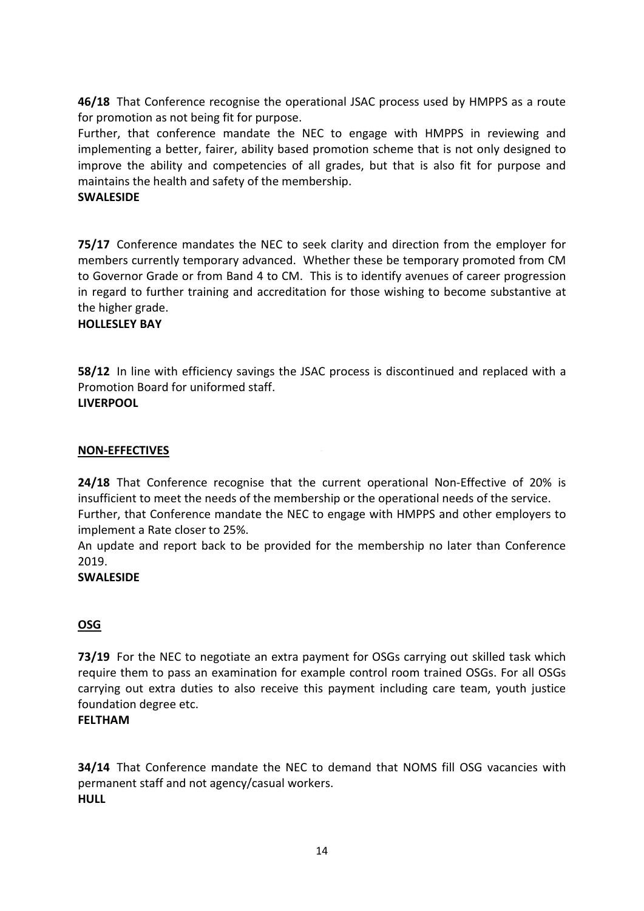**46/18** That Conference recognise the operational JSAC process used by HMPPS as a route for promotion as not being fit for purpose.

Further, that conference mandate the NEC to engage with HMPPS in reviewing and implementing a better, fairer, ability based promotion scheme that is not only designed to improve the ability and competencies of all grades, but that is also fit for purpose and maintains the health and safety of the membership.

**SWALESIDE**

**75/17** Conference mandates the NEC to seek clarity and direction from the employer for members currently temporary advanced. Whether these be temporary promoted from CM to Governor Grade or from Band 4 to CM. This is to identify avenues of career progression in regard to further training and accreditation for those wishing to become substantive at the higher grade.

**HOLLESLEY BAY**

**58/12** In line with efficiency savings the JSAC process is discontinued and replaced with a Promotion Board for uniformed staff.

**LIVERPOOL**

**NON-EFFECTIVES**

**24/18** That Conference recognise that the current operational Non-Effective of 20% is insufficient to meet the needs of the membership or the operational needs of the service.

Further, that Conference mandate the NEC to engage with HMPPS and other employers to implement a Rate closer to 25%.

An update and report back to be provided for the membership no later than Conference 2019.

**SWALESIDE**

**OSG**

**73/19** For the NEC to negotiate an extra payment for OSGs carrying out skilled task which require them to pass an examination for example control room trained OSGs. For all OSGs carrying out extra duties to also receive this payment including care team, youth justice foundation degree etc.

**FELTHAM**

**34/14** That Conference mandate the NEC to demand that NOMS fill OSG vacancies with permanent staff and not agency/casual workers.

**HULL**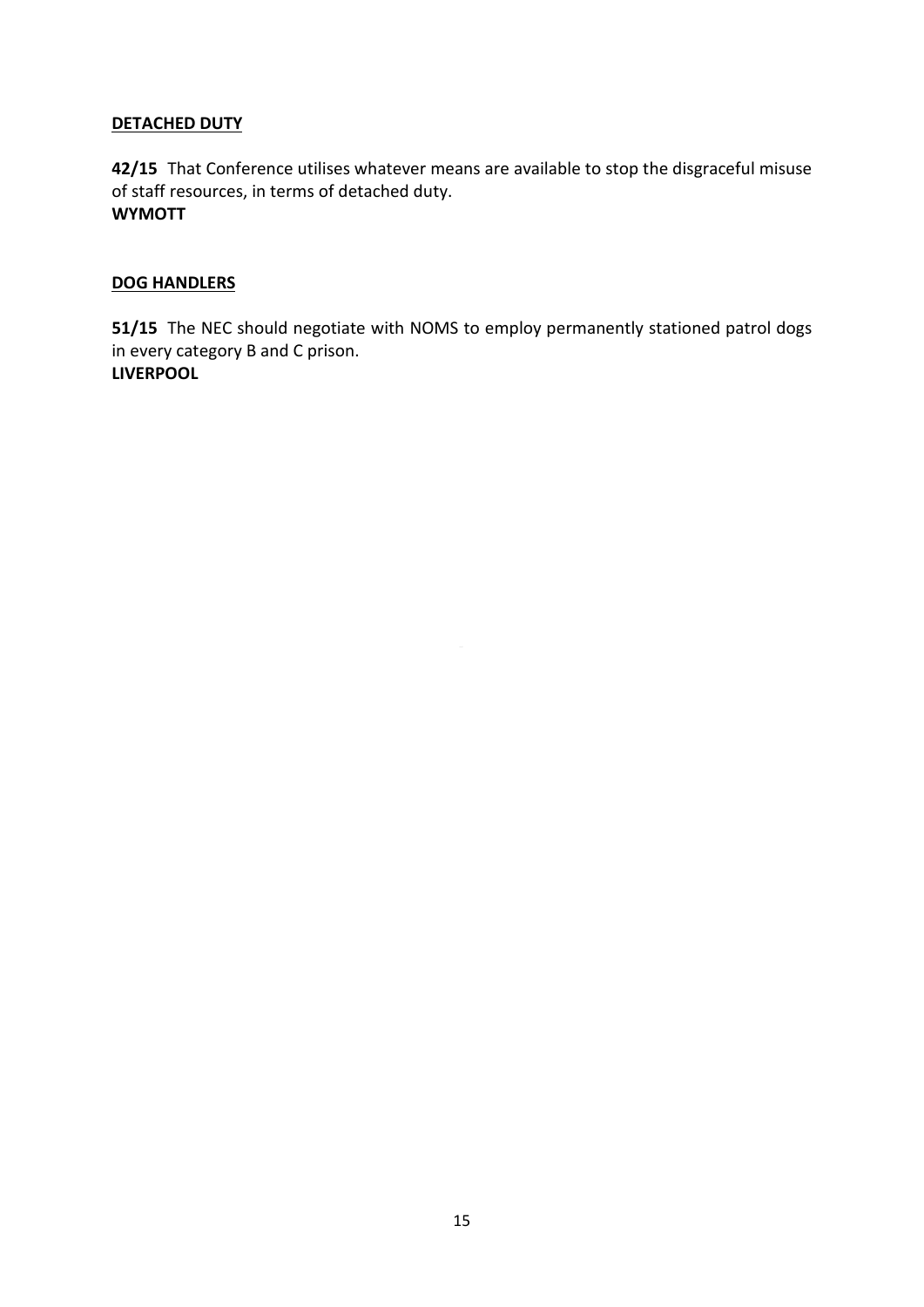## DETACHED DUTY

**42/15** That Conference utilises whatever means are available to stop the disgraceful misuse of staff resources, in terms of detached duty.
**WYMOTT**

## DOG HANDLERS

**51/15** The NEC should negotiate with NOMS to employ permanently stationed patrol dogs in every category B and C prison.
**LIVERPOOL**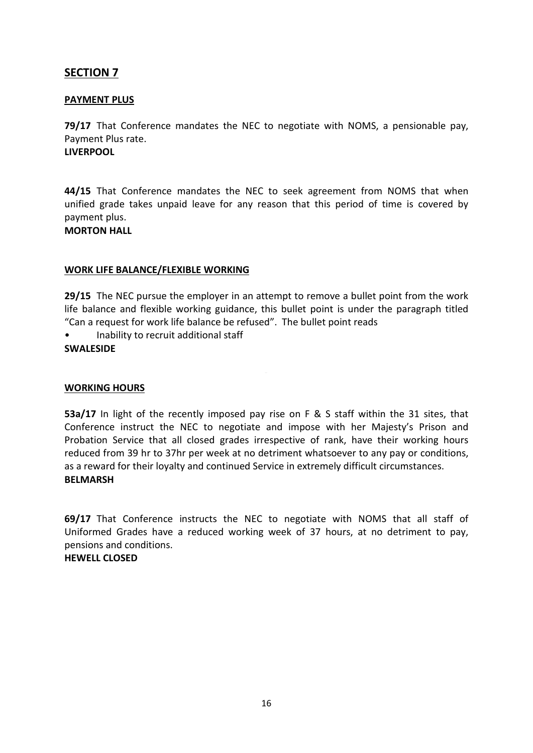## SECTION 7

### PAYMENT PLUS

**79/17** That Conference mandates the NEC to negotiate with NOMS, a pensionable pay, Payment Plus rate.
**LIVERPOOL**

**44/15** That Conference mandates the NEC to seek agreement from NOMS that when unified grade takes unpaid leave for any reason that this period of time is covered by payment plus.
**MORTON HALL**

### WORK LIFE BALANCE/FLEXIBLE WORKING

**29/15** The NEC pursue the employer in an attempt to remove a bullet point from the work life balance and flexible working guidance, this bullet point is under the paragraph titled "Can a request for work life balance be refused". The bullet point reads

- Inability to recruit additional staff

**SWALESIDE**

### WORKING HOURS

**53a/17** In light of the recently imposed pay rise on F & S staff within the 31 sites, that Conference instruct the NEC to negotiate and impose with her Majesty's Prison and Probation Service that all closed grades irrespective of rank, have their working hours reduced from 39 hr to 37hr per week at no detriment whatsoever to any pay or conditions, as a reward for their loyalty and continued Service in extremely difficult circumstances.
**BELMARSH**

**69/17** That Conference instructs the NEC to negotiate with NOMS that all staff of Uniformed Grades have a reduced working week of 37 hours, at no detriment to pay, pensions and conditions.
**HEWELL CLOSED**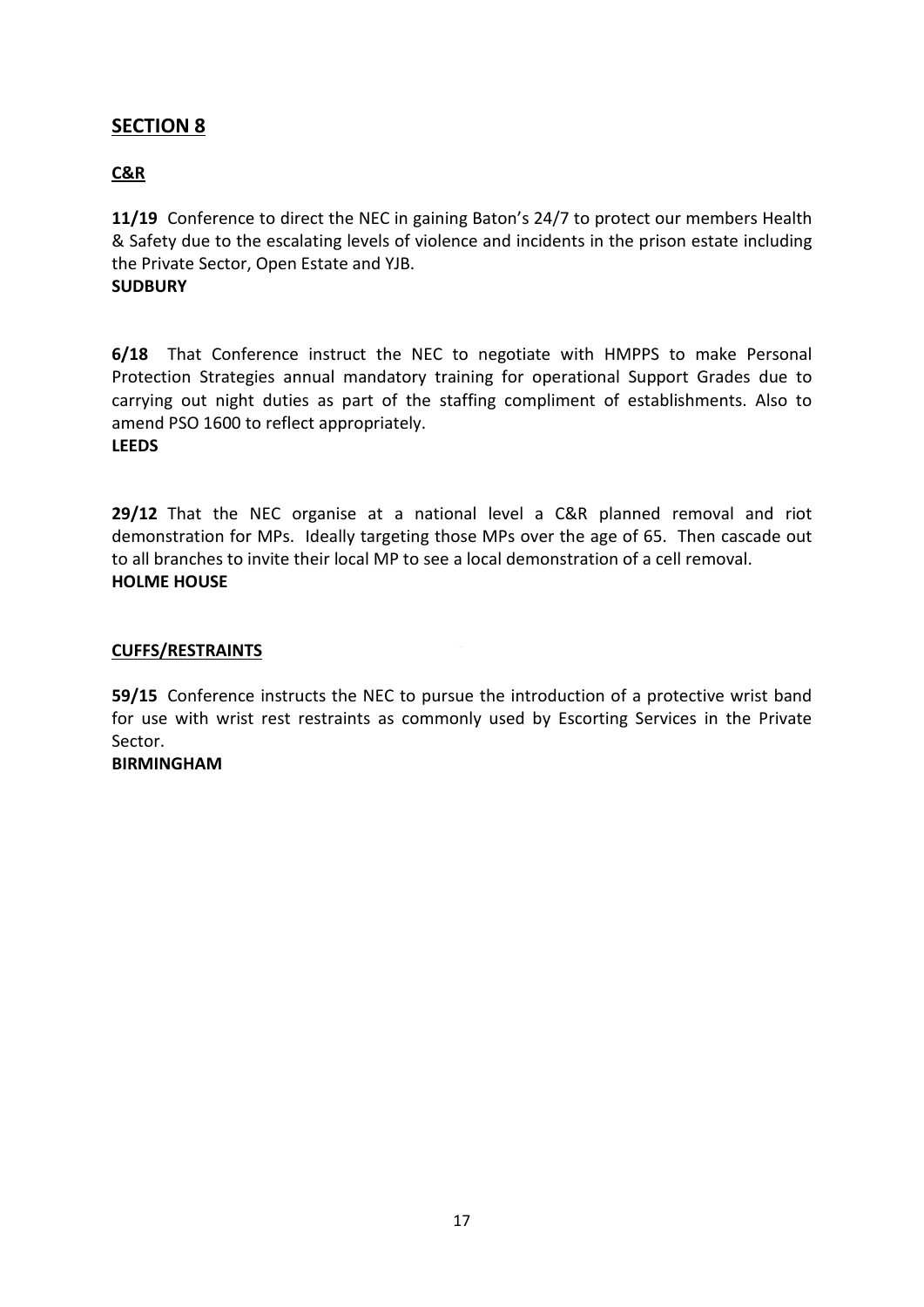## SECTION 8

### C&R

**11/19** Conference to direct the NEC in gaining Baton's 24/7 to protect our members Health & Safety due to the escalating levels of violence and incidents in the prison estate including the Private Sector, Open Estate and YJB.
**SUDBURY**

**6/18** That Conference instruct the NEC to negotiate with HMPPS to make Personal Protection Strategies annual mandatory training for operational Support Grades due to carrying out night duties as part of the staffing compliment of establishments. Also to amend PSO 1600 to reflect appropriately.
**LEEDS**

**29/12** That the NEC organise at a national level a C&R planned removal and riot demonstration for MPs. Ideally targeting those MPs over the age of 65. Then cascade out to all branches to invite their local MP to see a local demonstration of a cell removal.
**HOLME HOUSE**

### CUFFS/RESTRAINTS

**59/15** Conference instructs the NEC to pursue the introduction of a protective wrist band for use with wrist rest restraints as commonly used by Escorting Services in the Private Sector.
**BIRMINGHAM**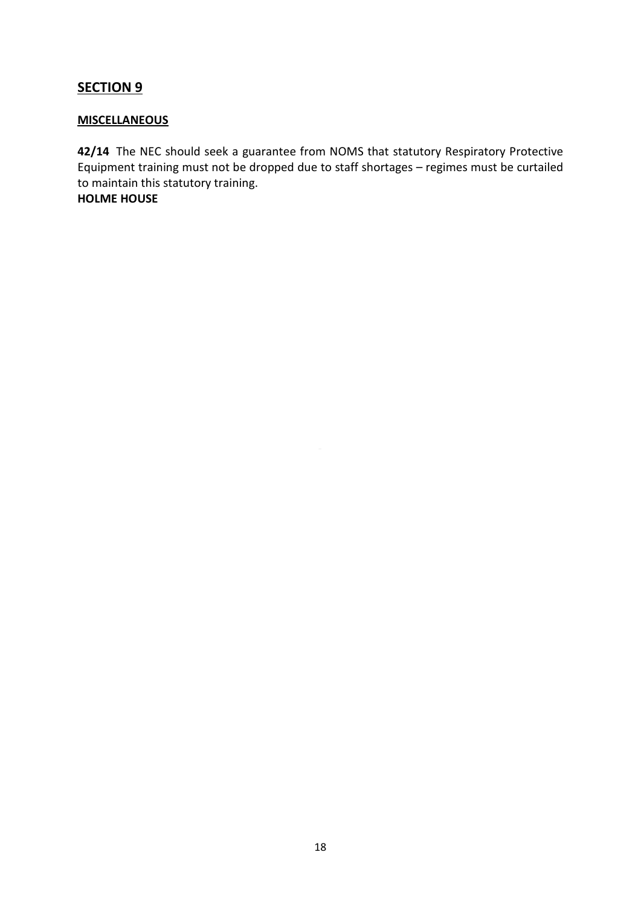## SECTION 9

### MISCELLANEOUS

**42/14** The NEC should seek a guarantee from NOMS that statutory Respiratory Protective Equipment training must not be dropped due to staff shortages – regimes must be curtailed to maintain this statutory training.
**HOLME HOUSE**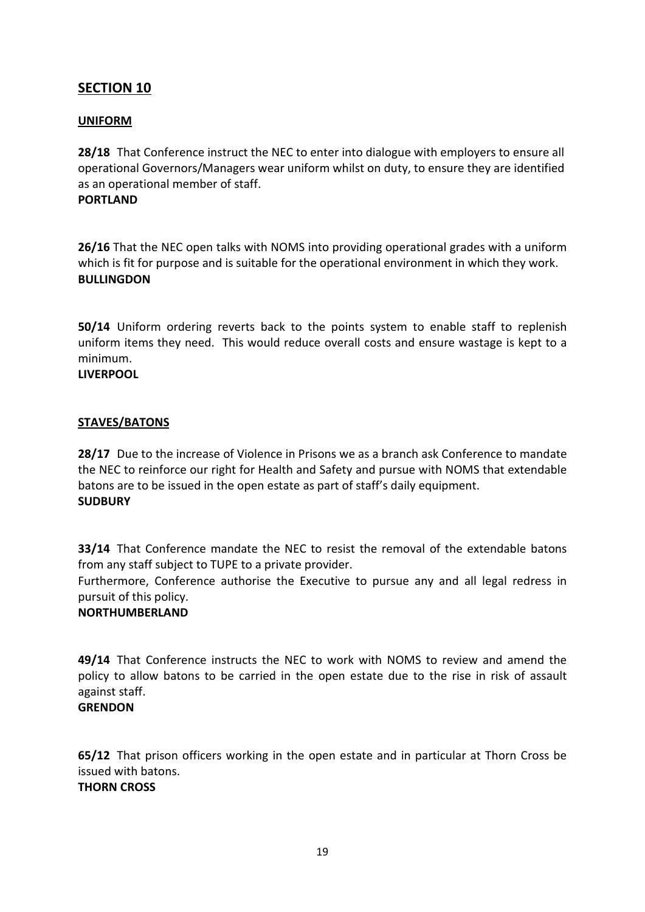## SECTION 10

### UNIFORM

**28/18** That Conference instruct the NEC to enter into dialogue with employers to ensure all operational Governors/Managers wear uniform whilst on duty, to ensure they are identified as an operational member of staff.
**PORTLAND**

**26/16** That the NEC open talks with NOMS into providing operational grades with a uniform which is fit for purpose and is suitable for the operational environment in which they work.
**BULLINGDON**

**50/14** Uniform ordering reverts back to the points system to enable staff to replenish uniform items they need. This would reduce overall costs and ensure wastage is kept to a minimum.
**LIVERPOOL**

### STAVES/BATONS

**28/17** Due to the increase of Violence in Prisons we as a branch ask Conference to mandate the NEC to reinforce our right for Health and Safety and pursue with NOMS that extendable batons are to be issued in the open estate as part of staff's daily equipment.
**SUDBURY**

**33/14** That Conference mandate the NEC to resist the removal of the extendable batons from any staff subject to TUPE to a private provider.
Furthermore, Conference authorise the Executive to pursue any and all legal redress in pursuit of this policy.
**NORTHUMBERLAND**

**49/14** That Conference instructs the NEC to work with NOMS to review and amend the policy to allow batons to be carried in the open estate due to the rise in risk of assault against staff.
**GRENDON**

**65/12** That prison officers working in the open estate and in particular at Thorn Cross be issued with batons.
**THORN CROSS**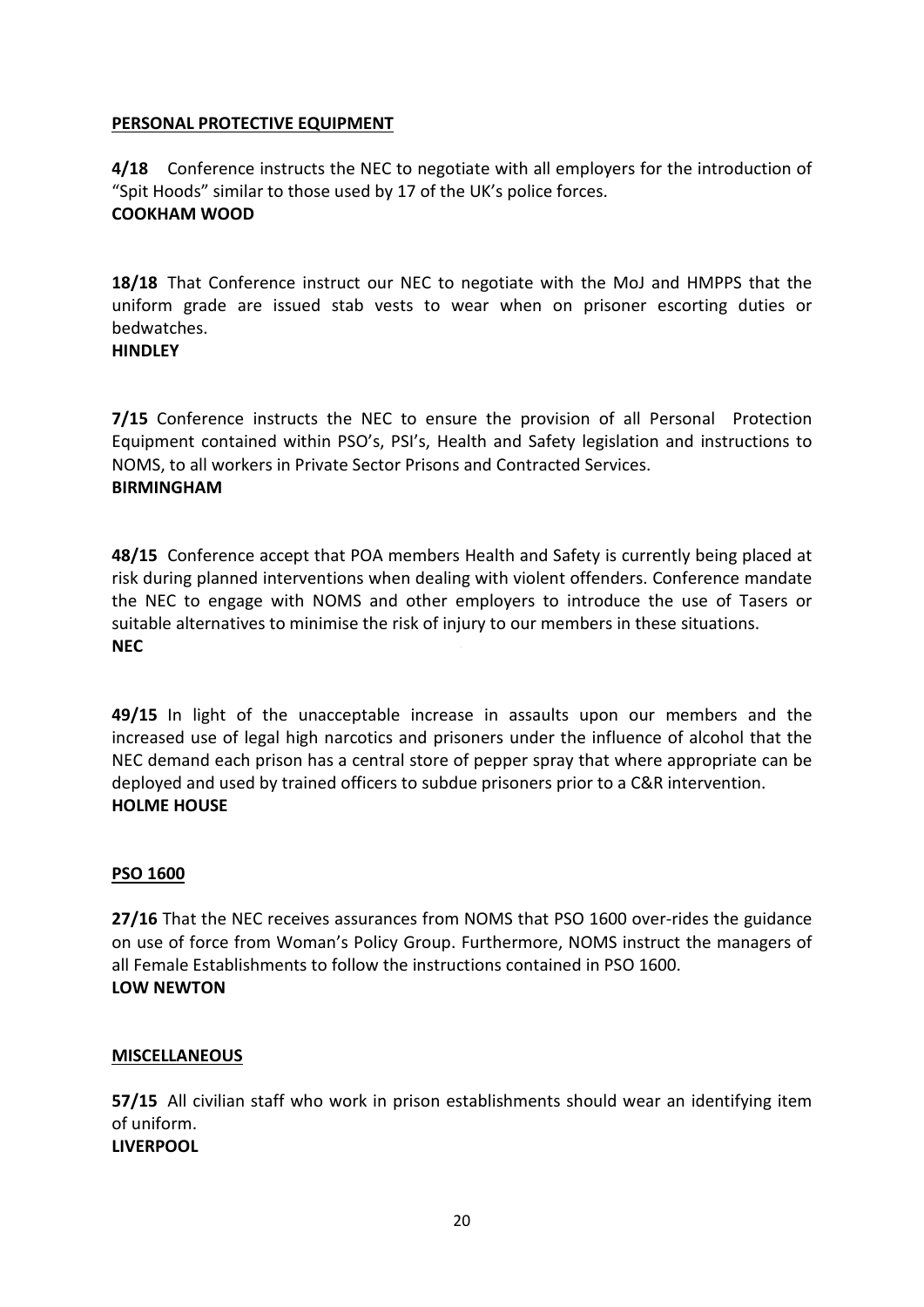## PERSONAL PROTECTIVE EQUIPMENT

**4/18** Conference instructs the NEC to negotiate with all employers for the introduction of "Spit Hoods" similar to those used by 17 of the UK's police forces.
**COOKHAM WOOD**

**18/18** That Conference instruct our NEC to negotiate with the MoJ and HMPPS that the uniform grade are issued stab vests to wear when on prisoner escorting duties or bedwatches.
**HINDLEY**

**7/15** Conference instructs the NEC to ensure the provision of all Personal Protection Equipment contained within PSO's, PSI's, Health and Safety legislation and instructions to NOMS, to all workers in Private Sector Prisons and Contracted Services.
**BIRMINGHAM**

**48/15** Conference accept that POA members Health and Safety is currently being placed at risk during planned interventions when dealing with violent offenders. Conference mandate the NEC to engage with NOMS and other employers to introduce the use of Tasers or suitable alternatives to minimise the risk of injury to our members in these situations.
**NEC**

**49/15** In light of the unacceptable increase in assaults upon our members and the increased use of legal high narcotics and prisoners under the influence of alcohol that the NEC demand each prison has a central store of pepper spray that where appropriate can be deployed and used by trained officers to subdue prisoners prior to a C&R intervention.
**HOLME HOUSE**

## PSO 1600

**27/16** That the NEC receives assurances from NOMS that PSO 1600 over-rides the guidance on use of force from Woman's Policy Group. Furthermore, NOMS instruct the managers of all Female Establishments to follow the instructions contained in PSO 1600.
**LOW NEWTON**

## MISCELLANEOUS

**57/15** All civilian staff who work in prison establishments should wear an identifying item of uniform.
**LIVERPOOL**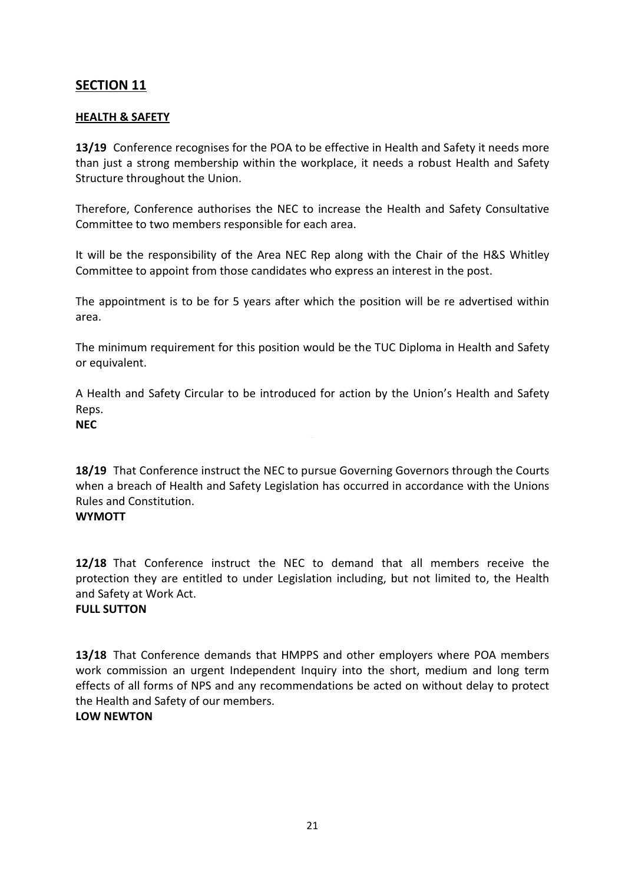## SECTION 11

### HEALTH & SAFETY

**13/19** Conference recognises for the POA to be effective in Health and Safety it needs more than just a strong membership within the workplace, it needs a robust Health and Safety Structure throughout the Union.

Therefore, Conference authorises the NEC to increase the Health and Safety Consultative Committee to two members responsible for each area.

It will be the responsibility of the Area NEC Rep along with the Chair of the H&S Whitley Committee to appoint from those candidates who express an interest in the post.

The appointment is to be for 5 years after which the position will be re advertised within area.

The minimum requirement for this position would be the TUC Diploma in Health and Safety or equivalent.

A Health and Safety Circular to be introduced for action by the Union's Health and Safety Reps.
**NEC**

**18/19** That Conference instruct the NEC to pursue Governing Governors through the Courts when a breach of Health and Safety Legislation has occurred in accordance with the Unions Rules and Constitution.
**WYMOTT**

**12/18** That Conference instruct the NEC to demand that all members receive the protection they are entitled to under Legislation including, but not limited to, the Health and Safety at Work Act.
**FULL SUTTON**

**13/18** That Conference demands that HMPPS and other employers where POA members work commission an urgent Independent Inquiry into the short, medium and long term effects of all forms of NPS and any recommendations be acted on without delay to protect the Health and Safety of our members.
**LOW NEWTON**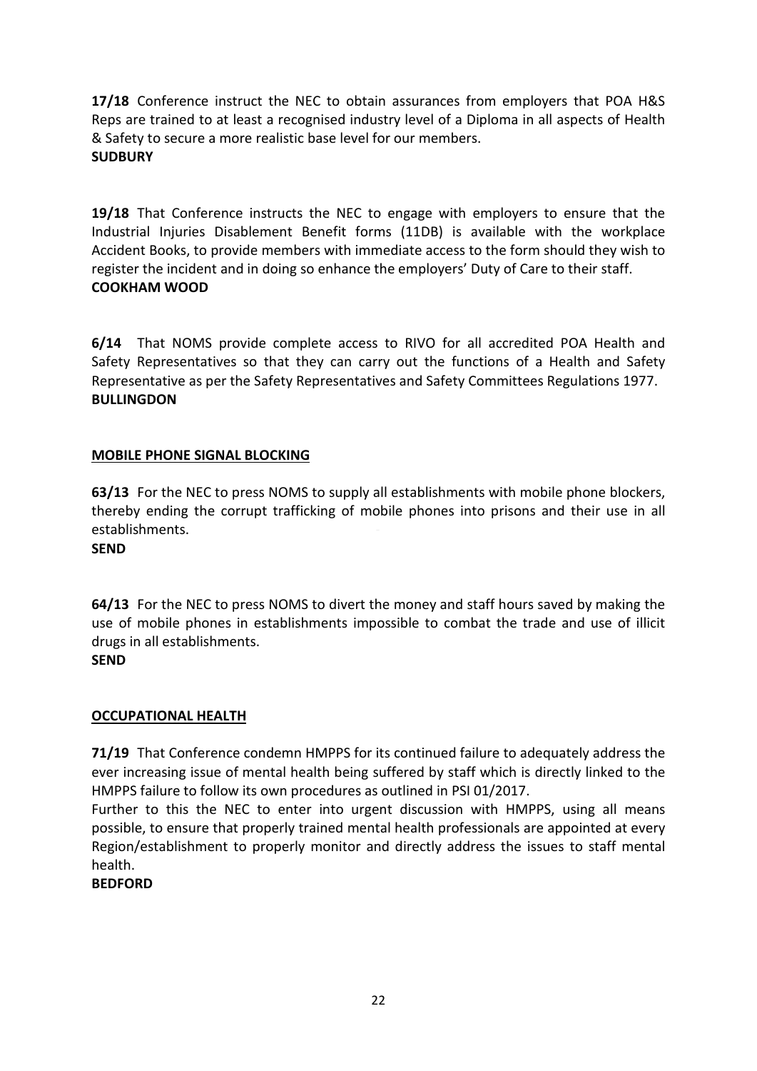**17/18** Conference instruct the NEC to obtain assurances from employers that POA H&S Reps are trained to at least a recognised industry level of a Diploma in all aspects of Health & Safety to secure a more realistic base level for our members.
**SUDBURY**

**19/18** That Conference instructs the NEC to engage with employers to ensure that the Industrial Injuries Disablement Benefit forms (11DB) is available with the workplace Accident Books, to provide members with immediate access to the form should they wish to register the incident and in doing so enhance the employers' Duty of Care to their staff.
**COOKHAM WOOD**

**6/14** That NOMS provide complete access to RIVO for all accredited POA Health and Safety Representatives so that they can carry out the functions of a Health and Safety Representative as per the Safety Representatives and Safety Committees Regulations 1977.
**BULLINGDON**

## MOBILE PHONE SIGNAL BLOCKING

**63/13** For the NEC to press NOMS to supply all establishments with mobile phone blockers, thereby ending the corrupt trafficking of mobile phones into prisons and their use in all establishments.
**SEND**

**64/13** For the NEC to press NOMS to divert the money and staff hours saved by making the use of mobile phones in establishments impossible to combat the trade and use of illicit drugs in all establishments.
**SEND**

## OCCUPATIONAL HEALTH

**71/19** That Conference condemn HMPPS for its continued failure to adequately address the ever increasing issue of mental health being suffered by staff which is directly linked to the HMPPS failure to follow its own procedures as outlined in PSI 01/2017.
Further to this the NEC to enter into urgent discussion with HMPPS, using all means possible, to ensure that properly trained mental health professionals are appointed at every Region/establishment to properly monitor and directly address the issues to staff mental health.
**BEDFORD**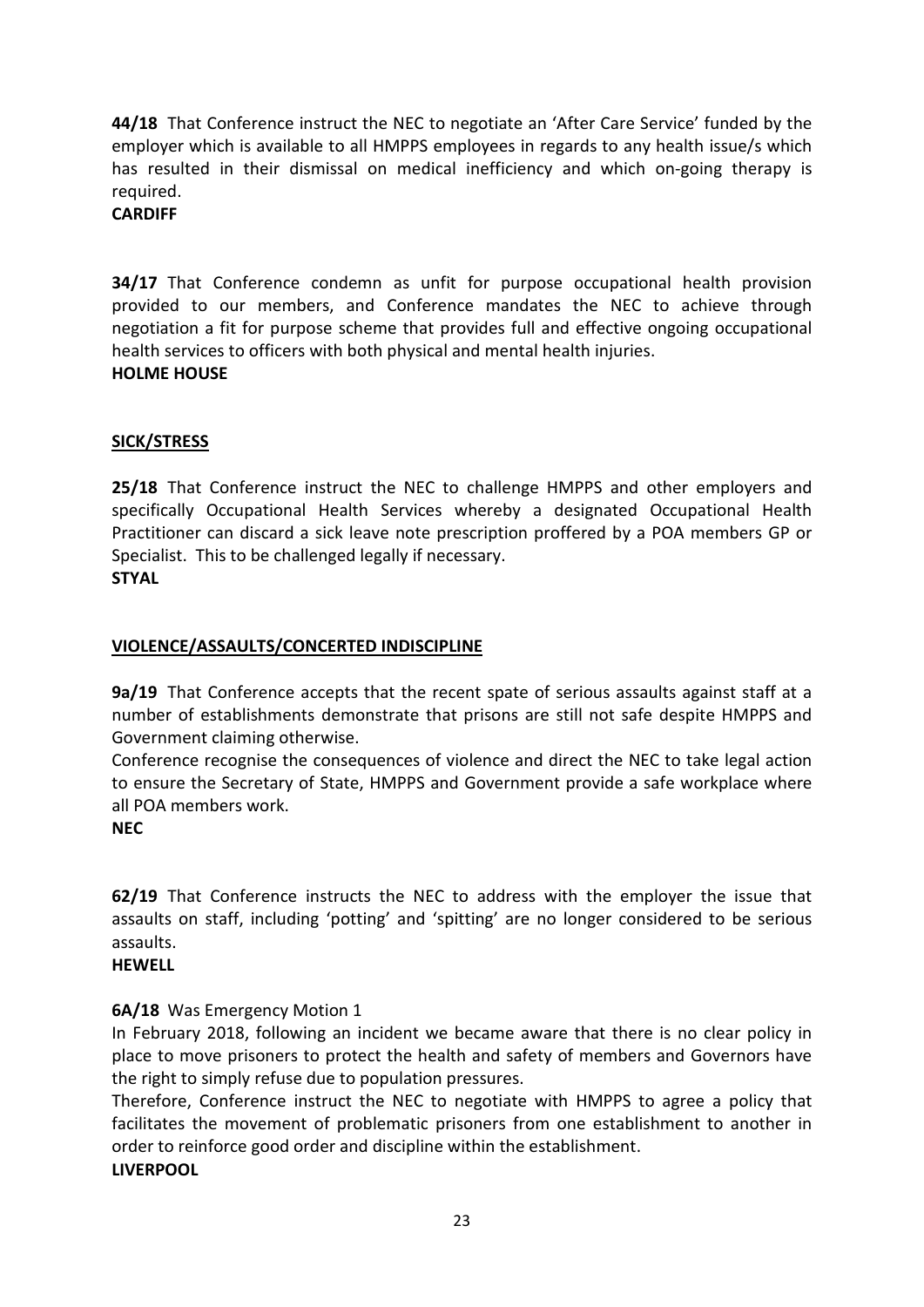**44/18** That Conference instruct the NEC to negotiate an 'After Care Service' funded by the employer which is available to all HMPPS employees in regards to any health issue/s which has resulted in their dismissal on medical inefficiency and which on-going therapy is required.
**CARDIFF**

**34/17** That Conference condemn as unfit for purpose occupational health provision provided to our members, and Conference mandates the NEC to achieve through negotiation a fit for purpose scheme that provides full and effective ongoing occupational health services to officers with both physical and mental health injuries.
**HOLME HOUSE**

**SICK/STRESS**

**25/18** That Conference instruct the NEC to challenge HMPPS and other employers and specifically Occupational Health Services whereby a designated Occupational Health Practitioner can discard a sick leave note prescription proffered by a POA members GP or Specialist. This to be challenged legally if necessary.
**STYAL**

**VIOLENCE/ASSAULTS/CONCERTED INDISCIPLINE**

**9a/19** That Conference accepts that the recent spate of serious assaults against staff at a number of establishments demonstrate that prisons are still not safe despite HMPPS and Government claiming otherwise.
Conference recognise the consequences of violence and direct the NEC to take legal action to ensure the Secretary of State, HMPPS and Government provide a safe workplace where all POA members work.
**NEC**

**62/19** That Conference instructs the NEC to address with the employer the issue that assaults on staff, including 'potting' and 'spitting' are no longer considered to be serious assaults.
**HEWELL**

**6A/18** Was Emergency Motion 1
In February 2018, following an incident we became aware that there is no clear policy in place to move prisoners to protect the health and safety of members and Governors have the right to simply refuse due to population pressures.
Therefore, Conference instruct the NEC to negotiate with HMPPS to agree a policy that facilitates the movement of problematic prisoners from one establishment to another in order to reinforce good order and discipline within the establishment.
**LIVERPOOL**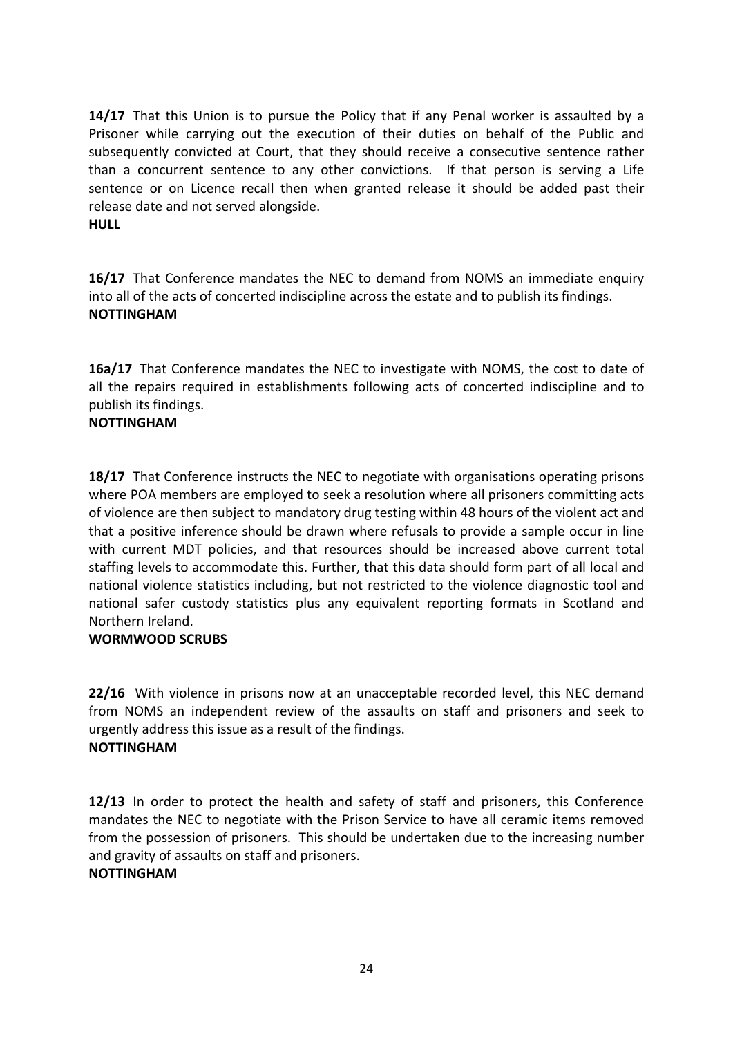**14/17** That this Union is to pursue the Policy that if any Penal worker is assaulted by a Prisoner while carrying out the execution of their duties on behalf of the Public and subsequently convicted at Court, that they should receive a consecutive sentence rather than a concurrent sentence to any other convictions. If that person is serving a Life sentence or on Licence recall then when granted release it should be added past their release date and not served alongside.
**HULL**

**16/17** That Conference mandates the NEC to demand from NOMS an immediate enquiry into all of the acts of concerted indiscipline across the estate and to publish its findings.
**NOTTINGHAM**

**16a/17** That Conference mandates the NEC to investigate with NOMS, the cost to date of all the repairs required in establishments following acts of concerted indiscipline and to publish its findings.
**NOTTINGHAM**

**18/17** That Conference instructs the NEC to negotiate with organisations operating prisons where POA members are employed to seek a resolution where all prisoners committing acts of violence are then subject to mandatory drug testing within 48 hours of the violent act and that a positive inference should be drawn where refusals to provide a sample occur in line with current MDT policies, and that resources should be increased above current total staffing levels to accommodate this. Further, that this data should form part of all local and national violence statistics including, but not restricted to the violence diagnostic tool and national safer custody statistics plus any equivalent reporting formats in Scotland and Northern Ireland.
**WORMWOOD SCRUBS**

**22/16** With violence in prisons now at an unacceptable recorded level, this NEC demand from NOMS an independent review of the assaults on staff and prisoners and seek to urgently address this issue as a result of the findings.
**NOTTINGHAM**

**12/13** In order to protect the health and safety of staff and prisoners, this Conference mandates the NEC to negotiate with the Prison Service to have all ceramic items removed from the possession of prisoners. This should be undertaken due to the increasing number and gravity of assaults on staff and prisoners.
**NOTTINGHAM**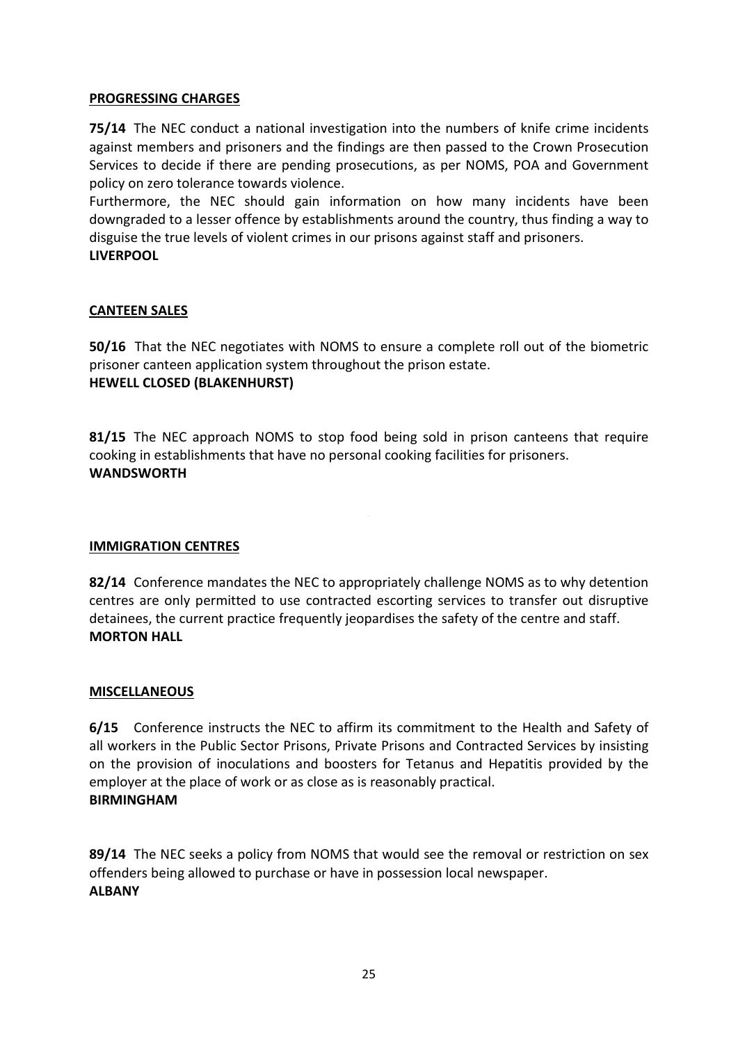## PROGRESSING CHARGES

**75/14** The NEC conduct a national investigation into the numbers of knife crime incidents against members and prisoners and the findings are then passed to the Crown Prosecution Services to decide if there are pending prosecutions, as per NOMS, POA and Government policy on zero tolerance towards violence.
Furthermore, the NEC should gain information on how many incidents have been downgraded to a lesser offence by establishments around the country, thus finding a way to disguise the true levels of violent crimes in our prisons against staff and prisoners.
**LIVERPOOL**

## CANTEEN SALES

**50/16** That the NEC negotiates with NOMS to ensure a complete roll out of the biometric prisoner canteen application system throughout the prison estate.
**HEWELL CLOSED (BLAKENHURST)**

**81/15** The NEC approach NOMS to stop food being sold in prison canteens that require cooking in establishments that have no personal cooking facilities for prisoners.
**WANDSWORTH**

## IMMIGRATION CENTRES

**82/14** Conference mandates the NEC to appropriately challenge NOMS as to why detention centres are only permitted to use contracted escorting services to transfer out disruptive detainees, the current practice frequently jeopardises the safety of the centre and staff.
**MORTON HALL**

## MISCELLANEOUS

**6/15** Conference instructs the NEC to affirm its commitment to the Health and Safety of all workers in the Public Sector Prisons, Private Prisons and Contracted Services by insisting on the provision of inoculations and boosters for Tetanus and Hepatitis provided by the employer at the place of work or as close as is reasonably practical.
**BIRMINGHAM**

**89/14** The NEC seeks a policy from NOMS that would see the removal or restriction on sex offenders being allowed to purchase or have in possession local newspaper.
**ALBANY**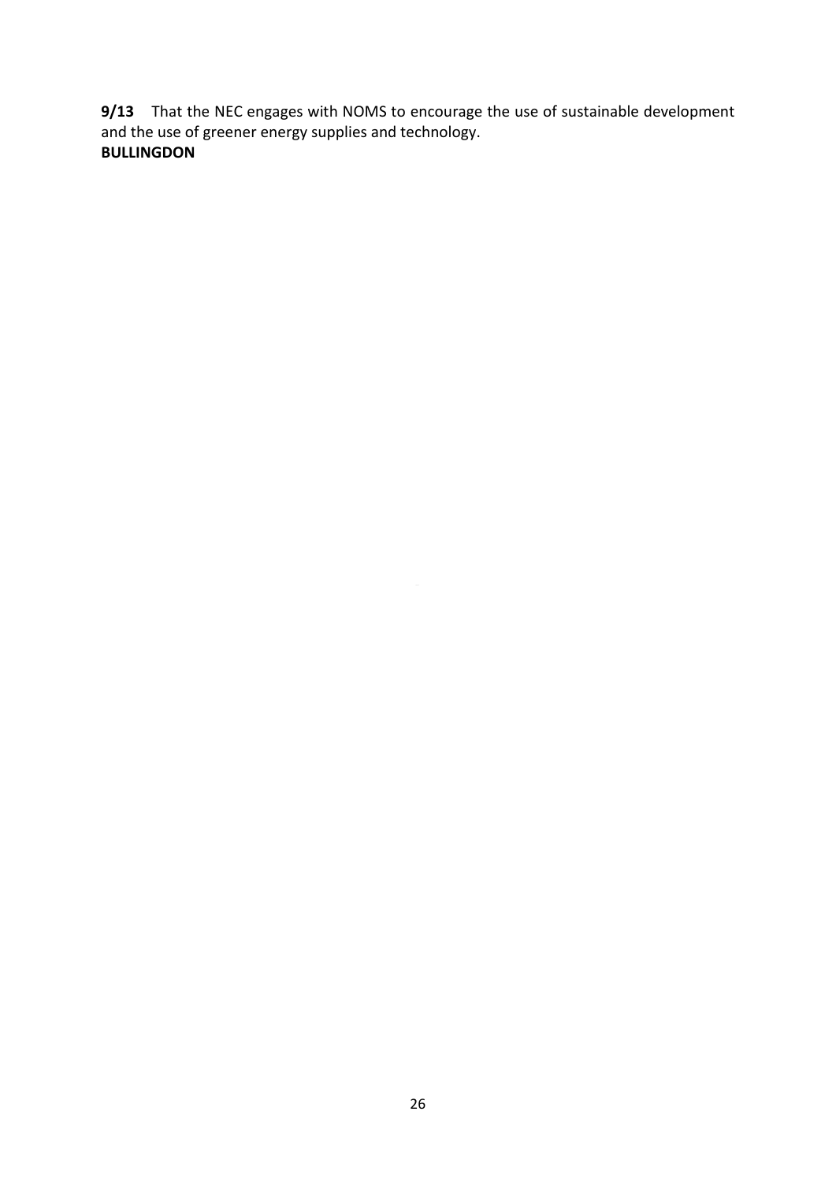**9/13** That the NEC engages with NOMS to encourage the use of sustainable development and the use of greener energy supplies and technology.
**BULLINGDON**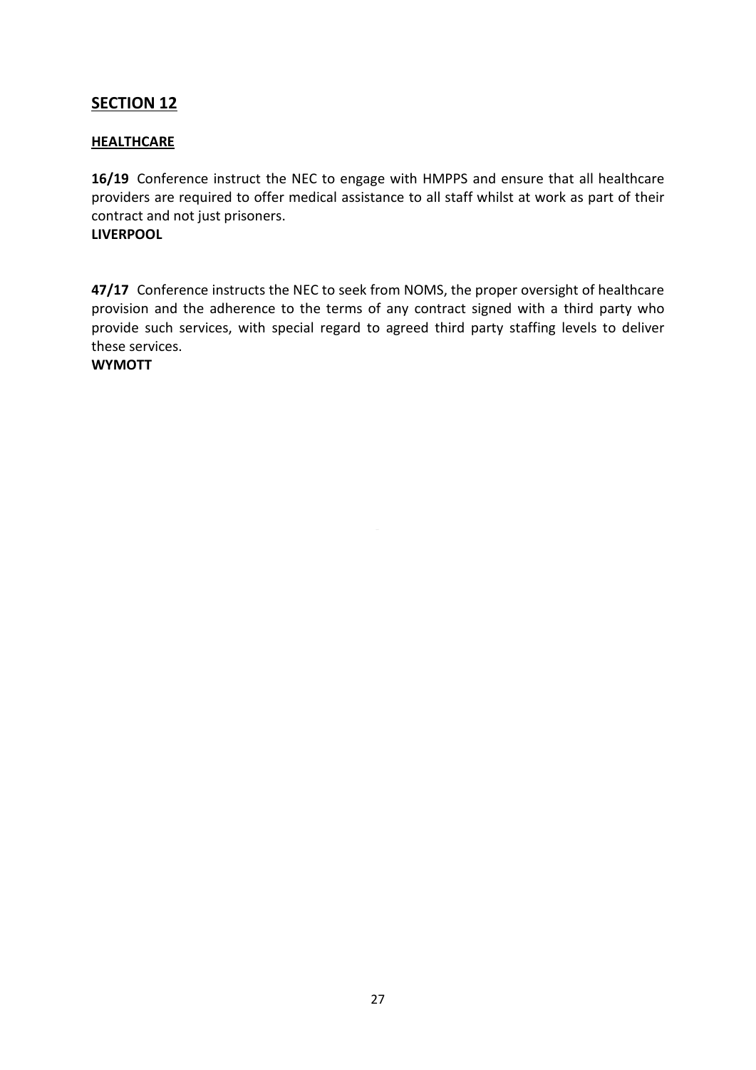## SECTION 12

### HEALTHCARE

**16/19** Conference instruct the NEC to engage with HMPPS and ensure that all healthcare providers are required to offer medical assistance to all staff whilst at work as part of their contract and not just prisoners.
**LIVERPOOL**

**47/17** Conference instructs the NEC to seek from NOMS, the proper oversight of healthcare provision and the adherence to the terms of any contract signed with a third party who provide such services, with special regard to agreed third party staffing levels to deliver these services.
**WYMOTT**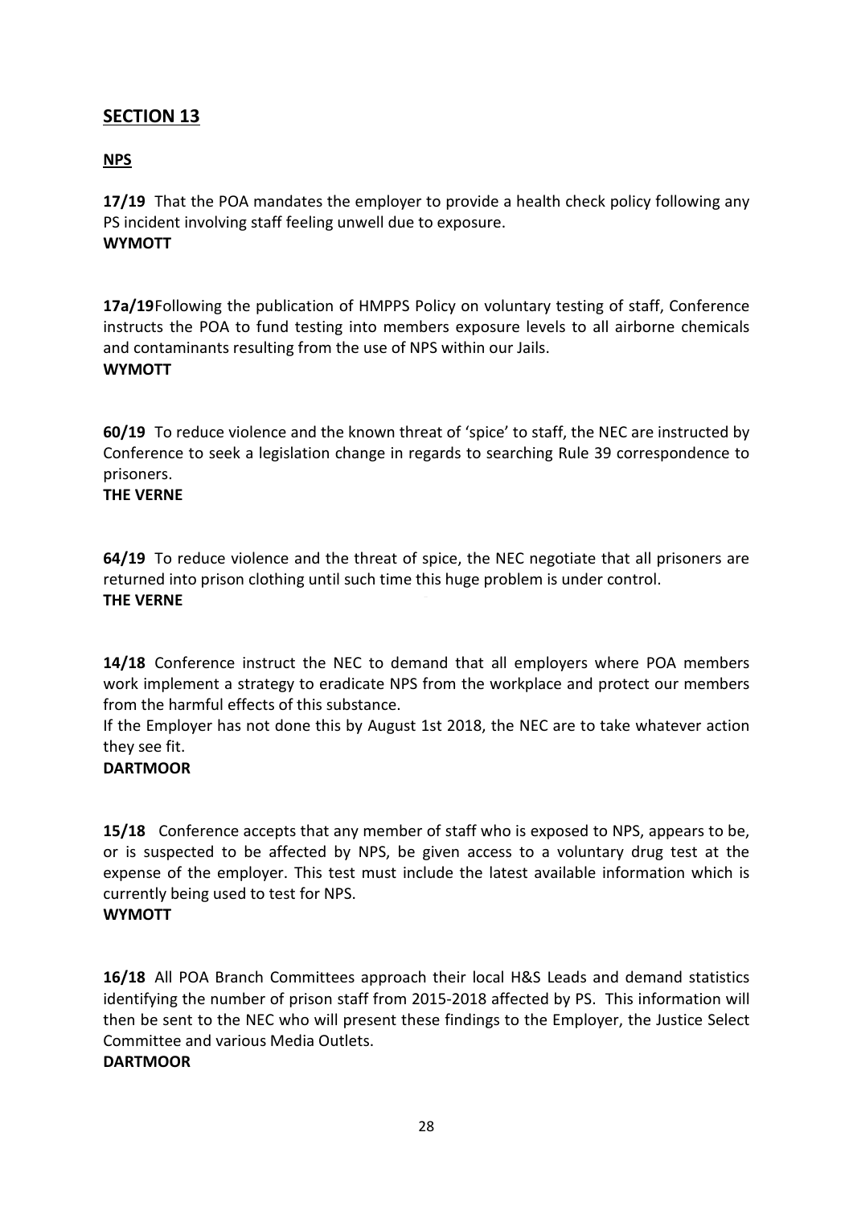## SECTION 13

**NPS**

**17/19** That the POA mandates the employer to provide a health check policy following any PS incident involving staff feeling unwell due to exposure.
**WYMOTT**

**17a/19** Following the publication of HMPPS Policy on voluntary testing of staff, Conference instructs the POA to fund testing into members exposure levels to all airborne chemicals and contaminants resulting from the use of NPS within our Jails.
**WYMOTT**

**60/19** To reduce violence and the known threat of 'spice' to staff, the NEC are instructed by Conference to seek a legislation change in regards to searching Rule 39 correspondence to prisoners.
**THE VERNE**

**64/19** To reduce violence and the threat of spice, the NEC negotiate that all prisoners are returned into prison clothing until such time this huge problem is under control.
**THE VERNE**

**14/18** Conference instruct the NEC to demand that all employers where POA members work implement a strategy to eradicate NPS from the workplace and protect our members from the harmful effects of this substance.
If the Employer has not done this by August 1st 2018, the NEC are to take whatever action they see fit.
**DARTMOOR**

**15/18** Conference accepts that any member of staff who is exposed to NPS, appears to be, or is suspected to be affected by NPS, be given access to a voluntary drug test at the expense of the employer. This test must include the latest available information which is currently being used to test for NPS.
**WYMOTT**

**16/18** All POA Branch Committees approach their local H&S Leads and demand statistics identifying the number of prison staff from 2015-2018 affected by PS. This information will then be sent to the NEC who will present these findings to the Employer, the Justice Select Committee and various Media Outlets.
**DARTMOOR**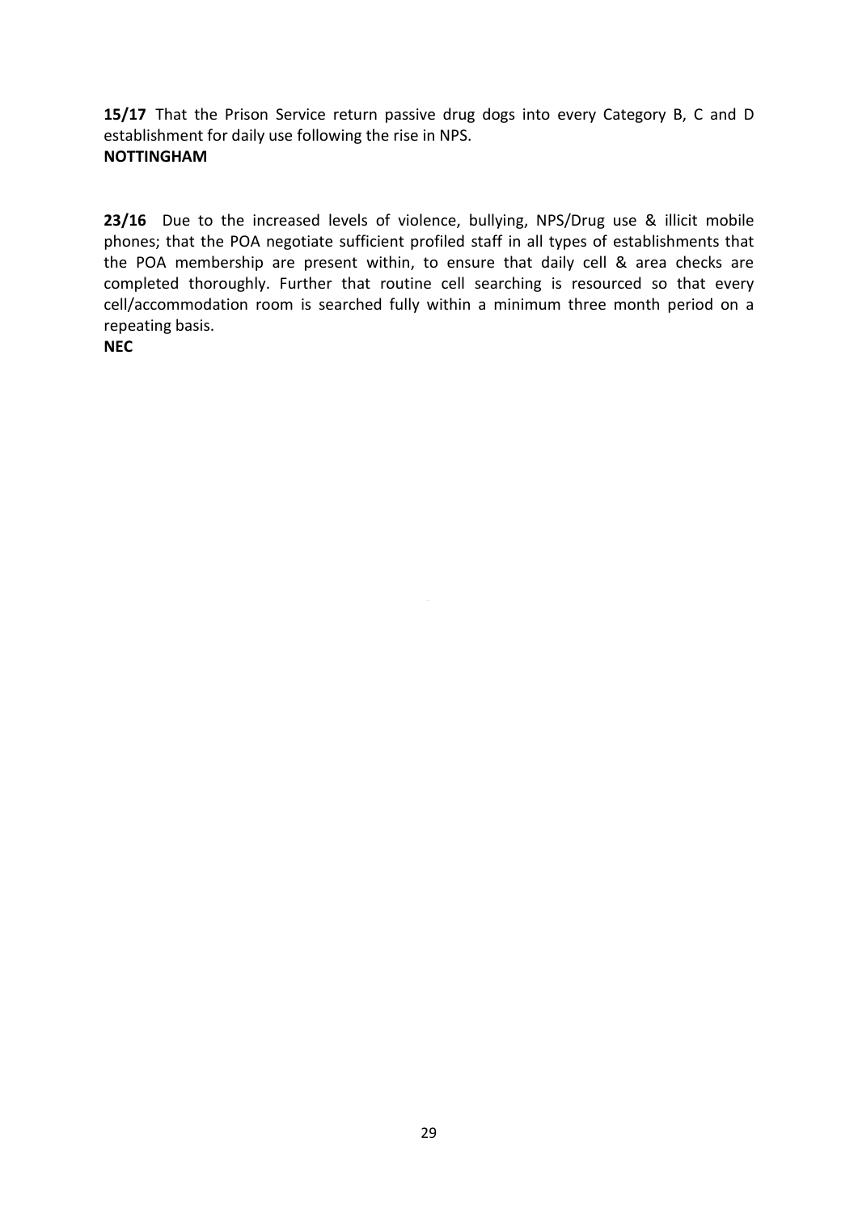**15/17** That the Prison Service return passive drug dogs into every Category B, C and D establishment for daily use following the rise in NPS.
**NOTTINGHAM**

**23/16** Due to the increased levels of violence, bullying, NPS/Drug use & illicit mobile phones; that the POA negotiate sufficient profiled staff in all types of establishments that the POA membership are present within, to ensure that daily cell & area checks are completed thoroughly. Further that routine cell searching is resourced so that every cell/accommodation room is searched fully within a minimum three month period on a repeating basis.
**NEC**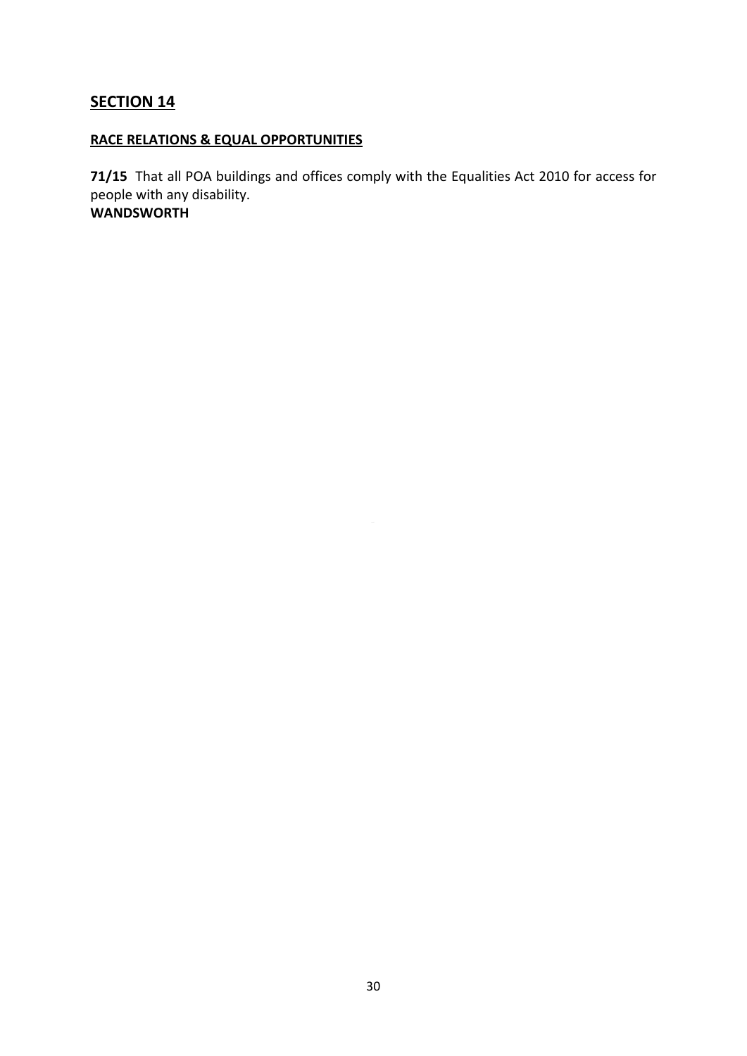## SECTION 14

**RACE RELATIONS & EQUAL OPPORTUNITIES**

**71/15** That all POA buildings and offices comply with the Equalities Act 2010 for access for people with any disability.
**WANDSWORTH**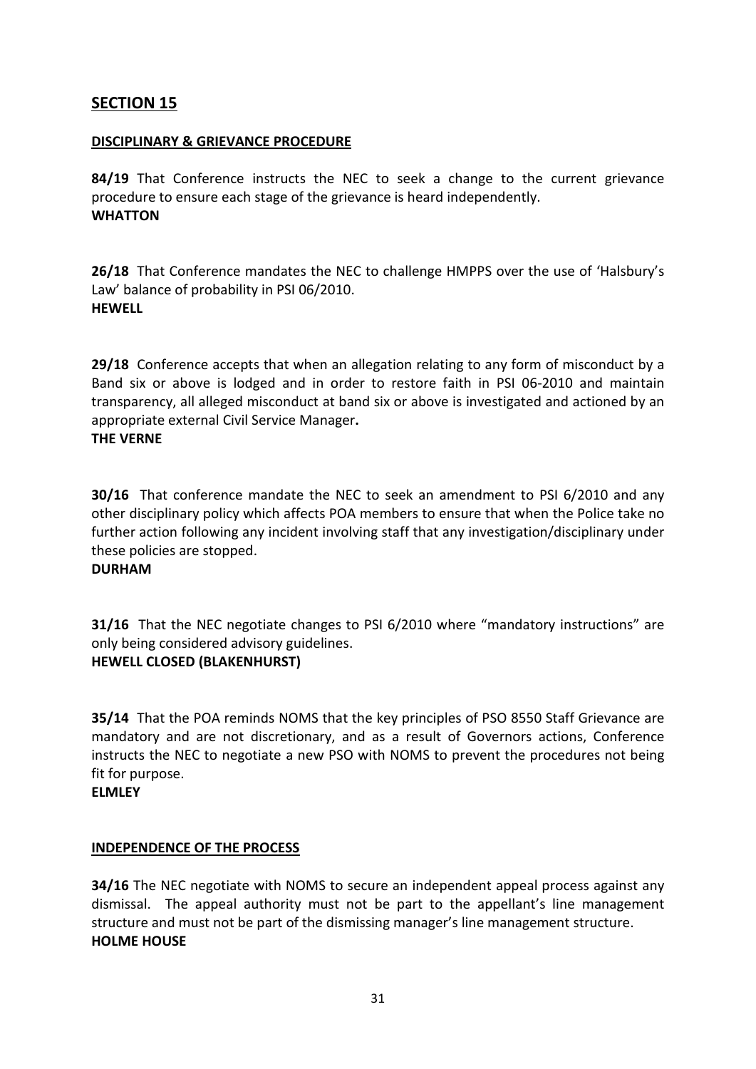## SECTION 15

**DISCIPLINARY & GRIEVANCE PROCEDURE**

**84/19** That Conference instructs the NEC to seek a change to the current grievance procedure to ensure each stage of the grievance is heard independently.
**WHATTON**

**26/18** That Conference mandates the NEC to challenge HMPPS over the use of 'Halsbury's Law' balance of probability in PSI 06/2010.
**HEWELL**

**29/18** Conference accepts that when an allegation relating to any form of misconduct by a Band six or above is lodged and in order to restore faith in PSI 06-2010 and maintain transparency, all alleged misconduct at band six or above is investigated and actioned by an appropriate external Civil Service Manager**.**
**THE VERNE**

**30/16** That conference mandate the NEC to seek an amendment to PSI 6/2010 and any other disciplinary policy which affects POA members to ensure that when the Police take no further action following any incident involving staff that any investigation/disciplinary under these policies are stopped.
**DURHAM**

**31/16** That the NEC negotiate changes to PSI 6/2010 where "mandatory instructions" are only being considered advisory guidelines.
**HEWELL CLOSED (BLAKENHURST)**

**35/14** That the POA reminds NOMS that the key principles of PSO 8550 Staff Grievance are mandatory and are not discretionary, and as a result of Governors actions, Conference instructs the NEC to negotiate a new PSO with NOMS to prevent the procedures not being fit for purpose.
**ELMLEY**

**INDEPENDENCE OF THE PROCESS**

**34/16** The NEC negotiate with NOMS to secure an independent appeal process against any dismissal. The appeal authority must not be part to the appellant's line management structure and must not be part of the dismissing manager's line management structure.
**HOLME HOUSE**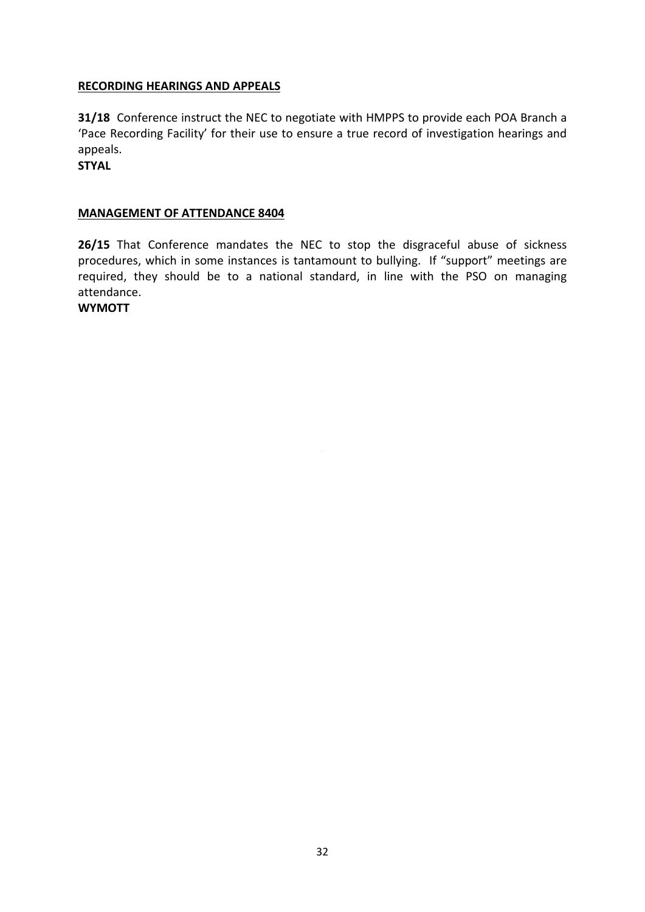**RECORDING HEARINGS AND APPEALS**

**31/18** Conference instruct the NEC to negotiate with HMPPS to provide each POA Branch a 'Pace Recording Facility' for their use to ensure a true record of investigation hearings and appeals.
**STYAL**

**MANAGEMENT OF ATTENDANCE 8404**

**26/15** That Conference mandates the NEC to stop the disgraceful abuse of sickness procedures, which in some instances is tantamount to bullying. If "support" meetings are required, they should be to a national standard, in line with the PSO on managing attendance.
**WYMOTT**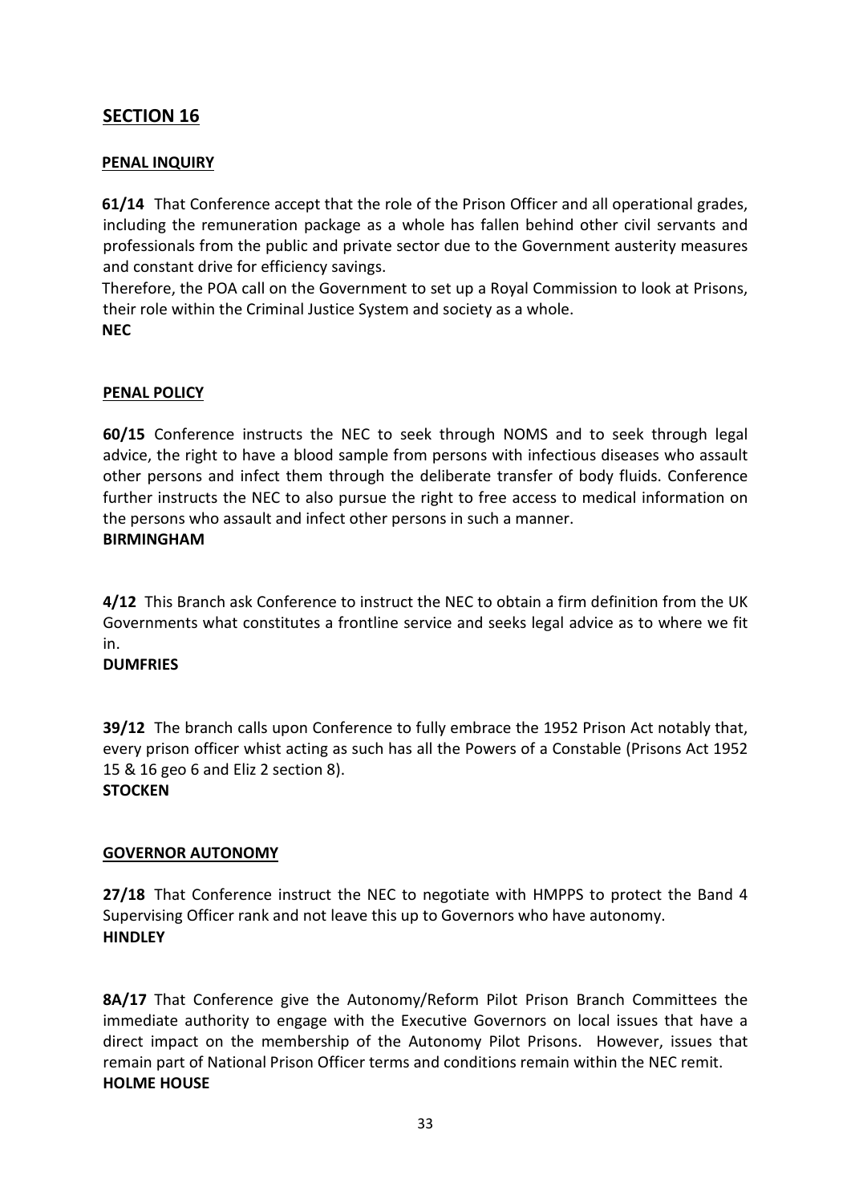## SECTION 16

### PENAL INQUIRY

**61/14** That Conference accept that the role of the Prison Officer and all operational grades, including the remuneration package as a whole has fallen behind other civil servants and professionals from the public and private sector due to the Government austerity measures and constant drive for efficiency savings.

Therefore, the POA call on the Government to set up a Royal Commission to look at Prisons, their role within the Criminal Justice System and society as a whole.

**NEC**

### PENAL POLICY

**60/15** Conference instructs the NEC to seek through NOMS and to seek through legal advice, the right to have a blood sample from persons with infectious diseases who assault other persons and infect them through the deliberate transfer of body fluids. Conference further instructs the NEC to also pursue the right to free access to medical information on the persons who assault and infect other persons in such a manner.

**BIRMINGHAM**

**4/12** This Branch ask Conference to instruct the NEC to obtain a firm definition from the UK Governments what constitutes a frontline service and seeks legal advice as to where we fit in.

**DUMFRIES**

**39/12** The branch calls upon Conference to fully embrace the 1952 Prison Act notably that, every prison officer whist acting as such has all the Powers of a Constable (Prisons Act 1952 15 & 16 geo 6 and Eliz 2 section 8).

**STOCKEN**

### GOVERNOR AUTONOMY

**27/18** That Conference instruct the NEC to negotiate with HMPPS to protect the Band 4 Supervising Officer rank and not leave this up to Governors who have autonomy.

**HINDLEY**

**8A/17** That Conference give the Autonomy/Reform Pilot Prison Branch Committees the immediate authority to engage with the Executive Governors on local issues that have a direct impact on the membership of the Autonomy Pilot Prisons. However, issues that remain part of National Prison Officer terms and conditions remain within the NEC remit.

**HOLME HOUSE**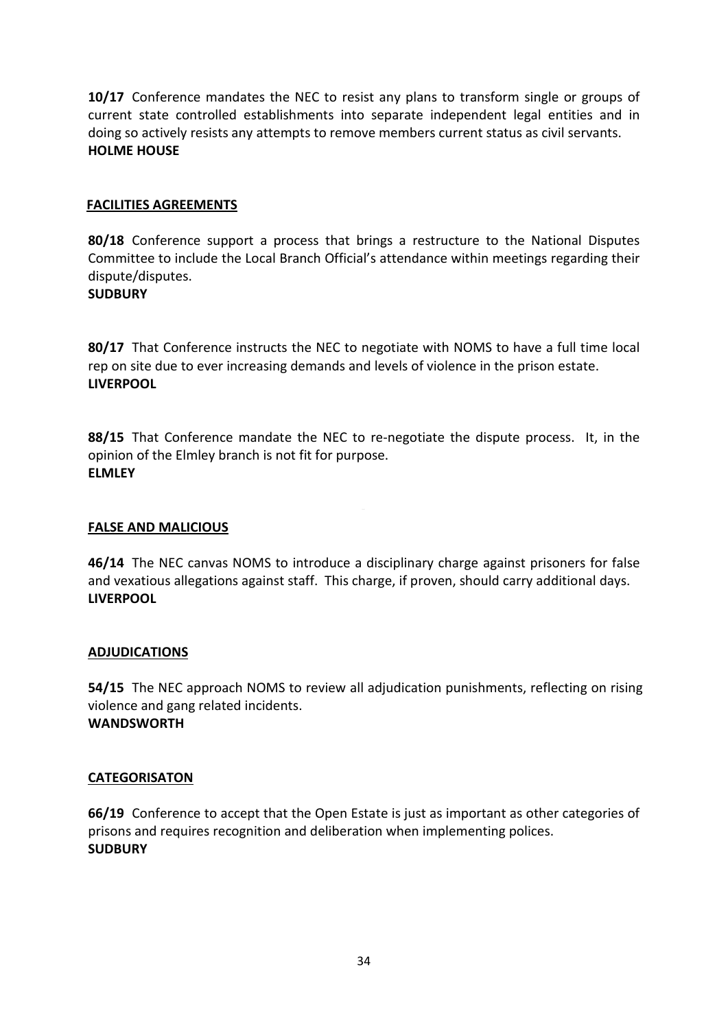**10/17** Conference mandates the NEC to resist any plans to transform single or groups of current state controlled establishments into separate independent legal entities and in doing so actively resists any attempts to remove members current status as civil servants.
**HOLME HOUSE**

## FACILITIES AGREEMENTS

**80/18** Conference support a process that brings a restructure to the National Disputes Committee to include the Local Branch Official's attendance within meetings regarding their dispute/disputes.
**SUDBURY**

**80/17** That Conference instructs the NEC to negotiate with NOMS to have a full time local rep on site due to ever increasing demands and levels of violence in the prison estate.
**LIVERPOOL**

**88/15** That Conference mandate the NEC to re-negotiate the dispute process. It, in the opinion of the Elmley branch is not fit for purpose.
**ELMLEY**

## FALSE AND MALICIOUS

**46/14** The NEC canvas NOMS to introduce a disciplinary charge against prisoners for false and vexatious allegations against staff. This charge, if proven, should carry additional days.
**LIVERPOOL**

## ADJUDICATIONS

**54/15** The NEC approach NOMS to review all adjudication punishments, reflecting on rising violence and gang related incidents.
**WANDSWORTH**

## CATEGORISATON

**66/19** Conference to accept that the Open Estate is just as important as other categories of prisons and requires recognition and deliberation when implementing polices.
**SUDBURY**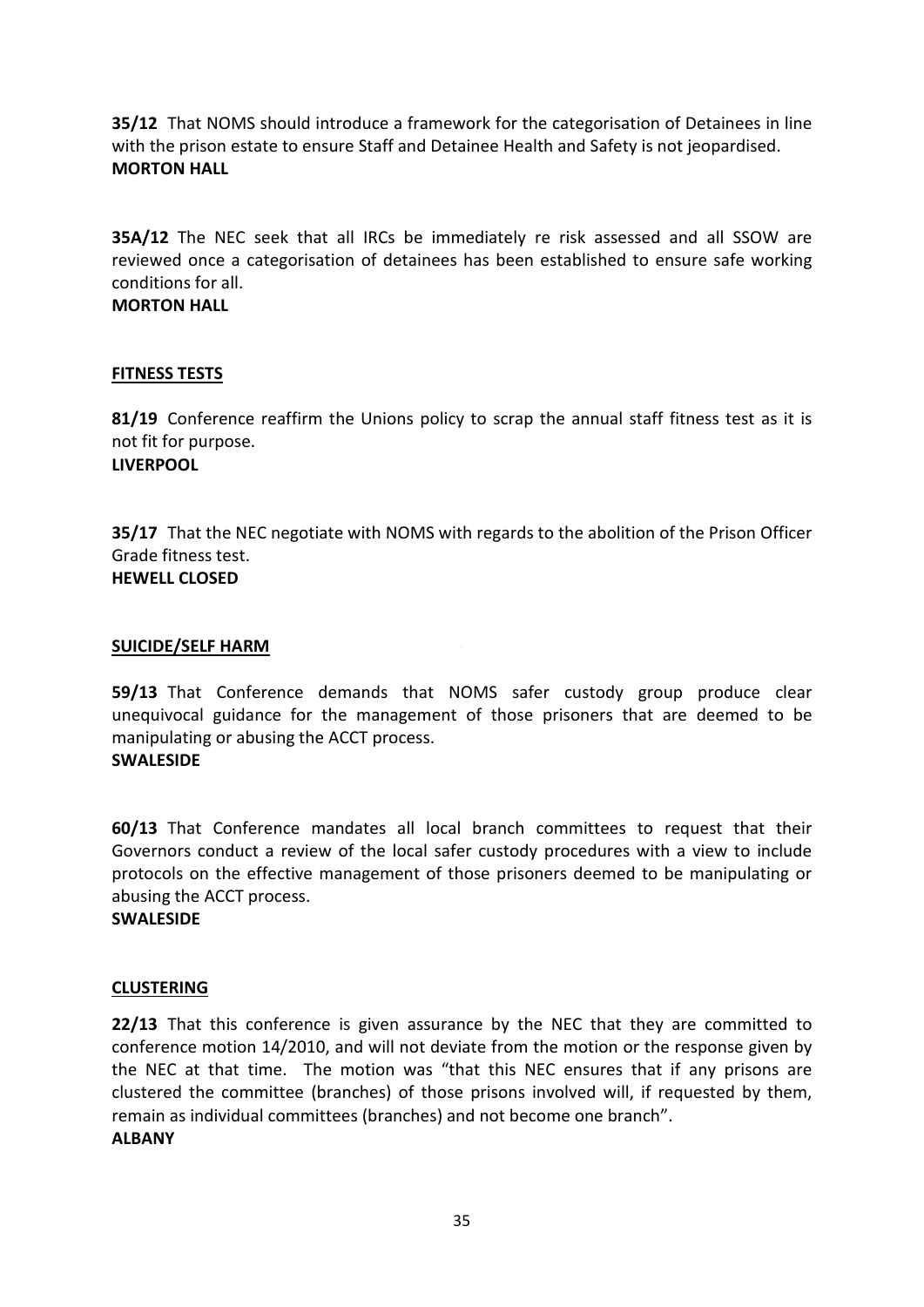**35/12** That NOMS should introduce a framework for the categorisation of Detainees in line with the prison estate to ensure Staff and Detainee Health and Safety is not jeopardised.
**MORTON HALL**

**35A/12** The NEC seek that all IRCs be immediately re risk assessed and all SSOW are reviewed once a categorisation of detainees has been established to ensure safe working conditions for all.
**MORTON HALL**

**FITNESS TESTS**

**81/19** Conference reaffirm the Unions policy to scrap the annual staff fitness test as it is not fit for purpose.
**LIVERPOOL**

**35/17** That the NEC negotiate with NOMS with regards to the abolition of the Prison Officer Grade fitness test.
**HEWELL CLOSED**

**SUICIDE/SELF HARM**

**59/13** That Conference demands that NOMS safer custody group produce clear unequivocal guidance for the management of those prisoners that are deemed to be manipulating or abusing the ACCT process.
**SWALESIDE**

**60/13** That Conference mandates all local branch committees to request that their Governors conduct a review of the local safer custody procedures with a view to include protocols on the effective management of those prisoners deemed to be manipulating or abusing the ACCT process.
**SWALESIDE**

**CLUSTERING**

**22/13** That this conference is given assurance by the NEC that they are committed to conference motion 14/2010, and will not deviate from the motion or the response given by the NEC at that time. The motion was "that this NEC ensures that if any prisons are clustered the committee (branches) of those prisons involved will, if requested by them, remain as individual committees (branches) and not become one branch".
**ALBANY**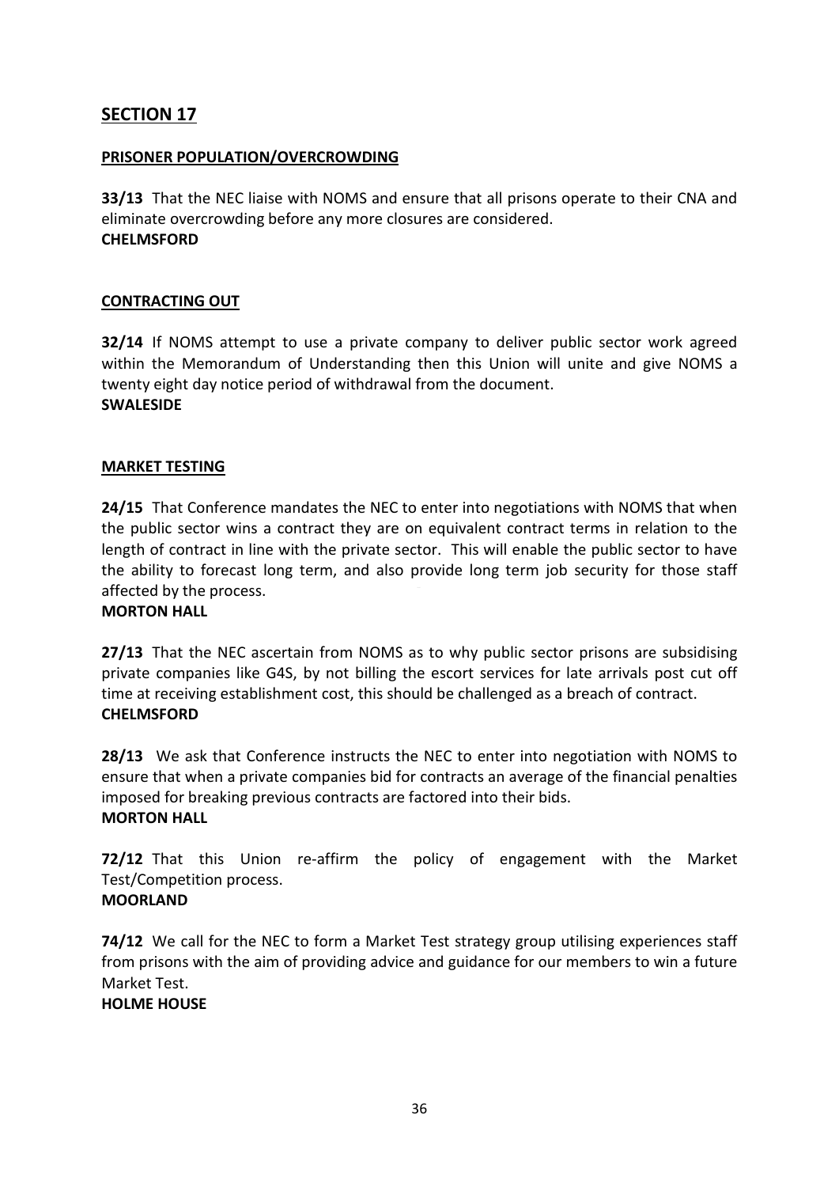## SECTION 17

**PRISONER POPULATION/OVERCROWDING**

**33/13** That the NEC liaise with NOMS and ensure that all prisons operate to their CNA and eliminate overcrowding before any more closures are considered.
**CHELMSFORD**

**CONTRACTING OUT**

**32/14** If NOMS attempt to use a private company to deliver public sector work agreed within the Memorandum of Understanding then this Union will unite and give NOMS a twenty eight day notice period of withdrawal from the document.
**SWALESIDE**

**MARKET TESTING**

**24/15** That Conference mandates the NEC to enter into negotiations with NOMS that when the public sector wins a contract they are on equivalent contract terms in relation to the length of contract in line with the private sector. This will enable the public sector to have the ability to forecast long term, and also provide long term job security for those staff affected by the process.
**MORTON HALL**

**27/13** That the NEC ascertain from NOMS as to why public sector prisons are subsidising private companies like G4S, by not billing the escort services for late arrivals post cut off time at receiving establishment cost, this should be challenged as a breach of contract.
**CHELMSFORD**

**28/13** We ask that Conference instructs the NEC to enter into negotiation with NOMS to ensure that when a private companies bid for contracts an average of the financial penalties imposed for breaking previous contracts are factored into their bids.
**MORTON HALL**

**72/12** That this Union re-affirm the policy of engagement with the Market Test/Competition process.
**MOORLAND**

**74/12** We call for the NEC to form a Market Test strategy group utilising experiences staff from prisons with the aim of providing advice and guidance for our members to win a future Market Test.
**HOLME HOUSE**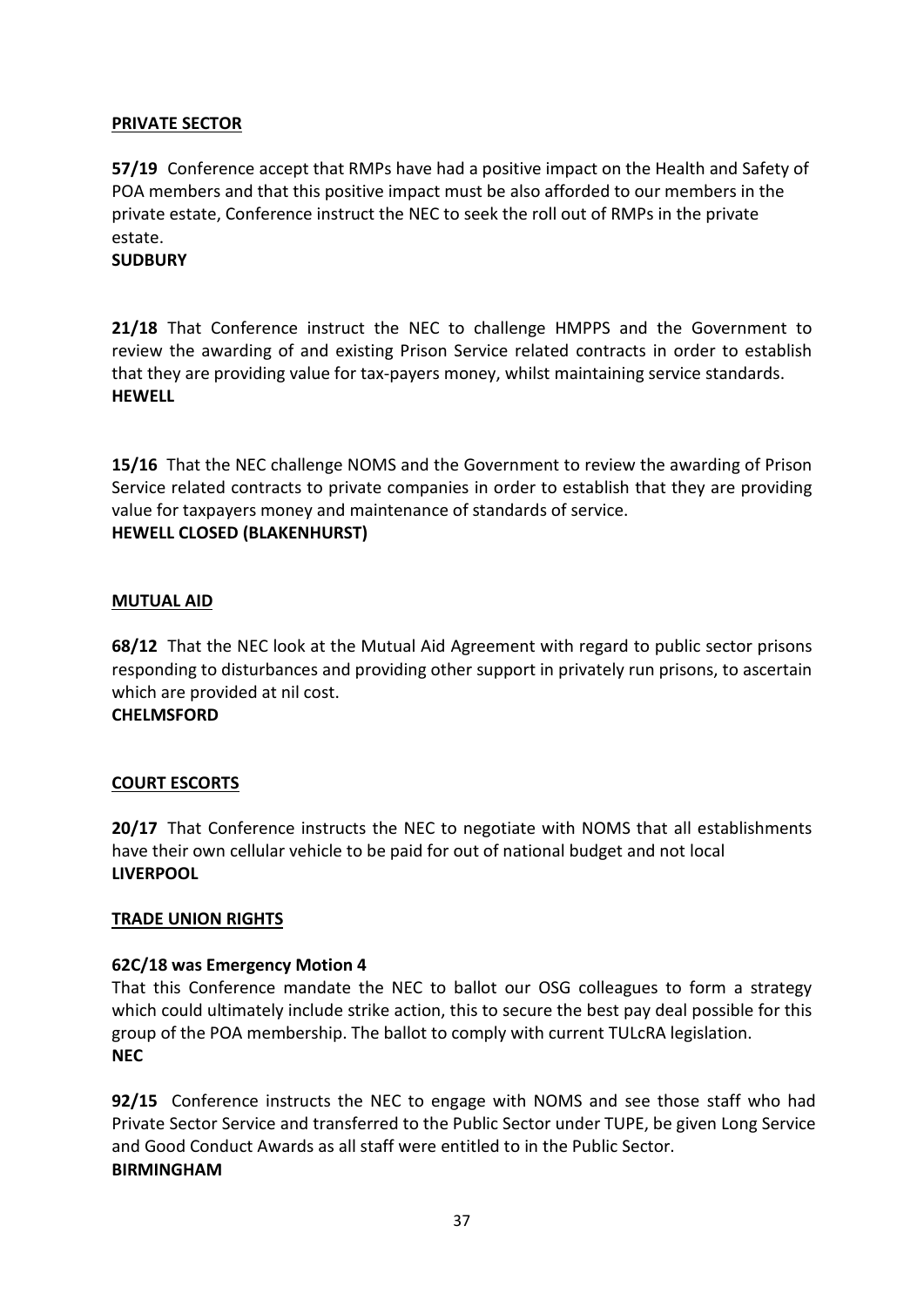## PRIVATE SECTOR

**57/19** Conference accept that RMPs have had a positive impact on the Health and Safety of POA members and that this positive impact must be also afforded to our members in the private estate, Conference instruct the NEC to seek the roll out of RMPs in the private estate.
**SUDBURY**

**21/18** That Conference instruct the NEC to challenge HMPPS and the Government to review the awarding of and existing Prison Service related contracts in order to establish that they are providing value for tax-payers money, whilst maintaining service standards.
**HEWELL**

**15/16** That the NEC challenge NOMS and the Government to review the awarding of Prison Service related contracts to private companies in order to establish that they are providing value for taxpayers money and maintenance of standards of service.
**HEWELL CLOSED (BLAKENHURST)**

## MUTUAL AID

**68/12** That the NEC look at the Mutual Aid Agreement with regard to public sector prisons responding to disturbances and providing other support in privately run prisons, to ascertain which are provided at nil cost.
**CHELMSFORD**

## COURT ESCORTS

**20/17** That Conference instructs the NEC to negotiate with NOMS that all establishments have their own cellular vehicle to be paid for out of national budget and not local
**LIVERPOOL**

## TRADE UNION RIGHTS

**62C/18 was Emergency Motion 4**

That this Conference mandate the NEC to ballot our OSG colleagues to form a strategy which could ultimately include strike action, this to secure the best pay deal possible for this group of the POA membership. The ballot to comply with current TULcRA legislation.
**NEC**

**92/15** Conference instructs the NEC to engage with NOMS and see those staff who had Private Sector Service and transferred to the Public Sector under TUPE, be given Long Service and Good Conduct Awards as all staff were entitled to in the Public Sector.
**BIRMINGHAM**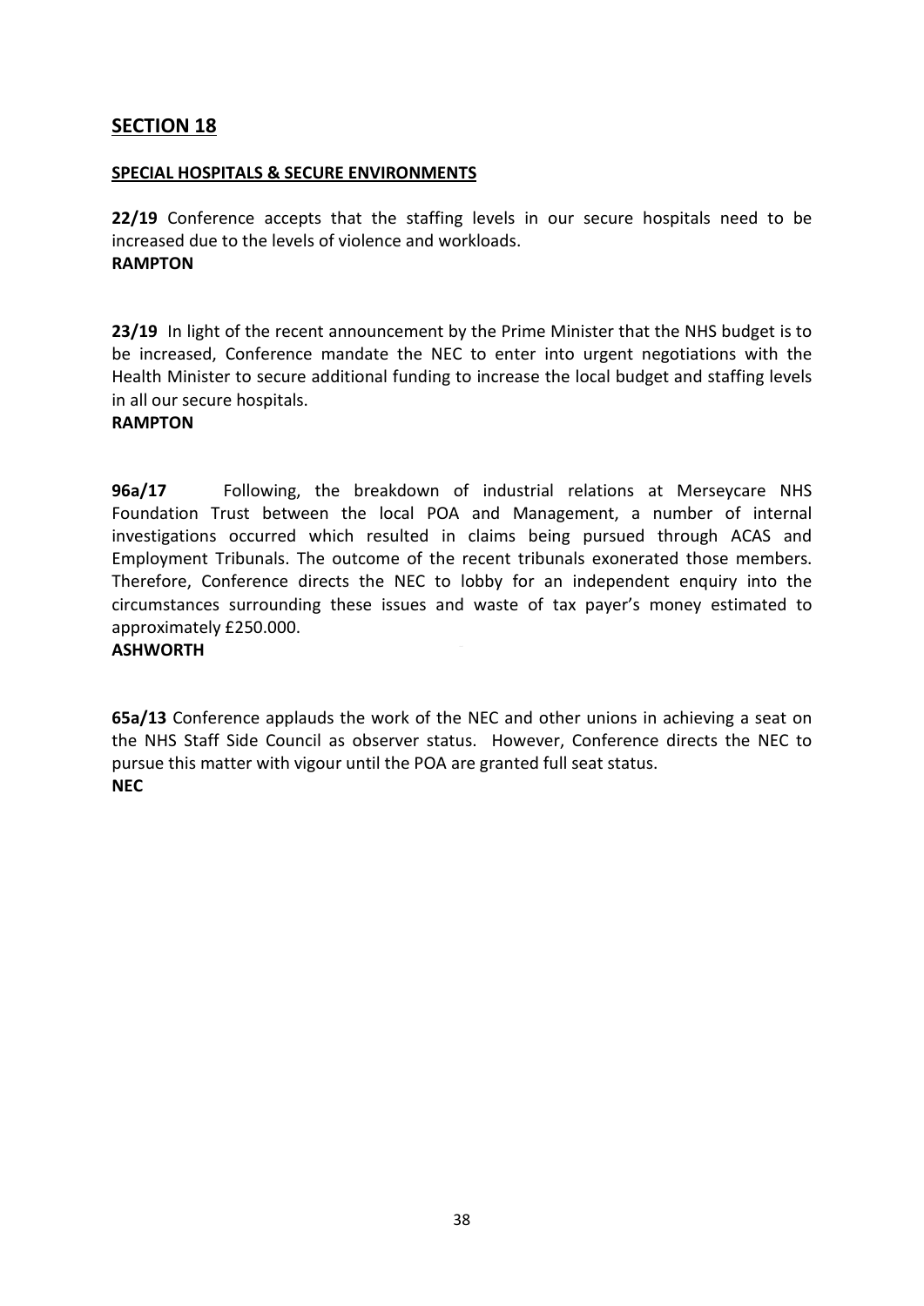## SECTION 18

**SPECIAL HOSPITALS & SECURE ENVIRONMENTS**

**22/19** Conference accepts that the staffing levels in our secure hospitals need to be increased due to the levels of violence and workloads.
**RAMPTON**

**23/19** In light of the recent announcement by the Prime Minister that the NHS budget is to be increased, Conference mandate the NEC to enter into urgent negotiations with the Health Minister to secure additional funding to increase the local budget and staffing levels in all our secure hospitals.
**RAMPTON**

**96a/17** Following, the breakdown of industrial relations at Merseycare NHS Foundation Trust between the local POA and Management, a number of internal investigations occurred which resulted in claims being pursued through ACAS and Employment Tribunals. The outcome of the recent tribunals exonerated those members. Therefore, Conference directs the NEC to lobby for an independent enquiry into the circumstances surrounding these issues and waste of tax payer's money estimated to approximately £250.000.
**ASHWORTH**

**65a/13** Conference applauds the work of the NEC and other unions in achieving a seat on the NHS Staff Side Council as observer status. However, Conference directs the NEC to pursue this matter with vigour until the POA are granted full seat status.
**NEC**